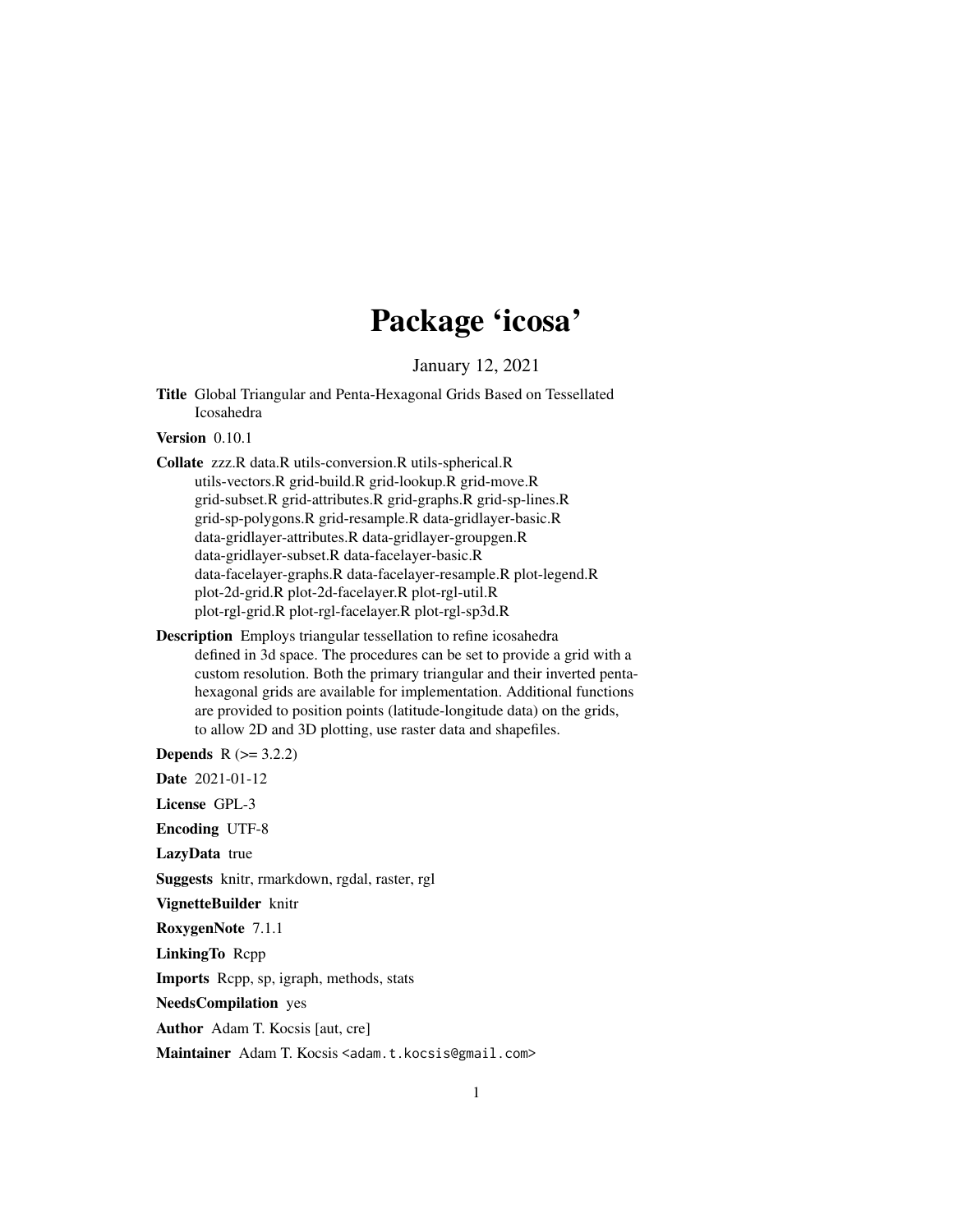# Package 'icosa'

January 12, 2021

**Title** Global Triangular and Penta-Hexagonal Grids Based on Tessellated Icosahedra

**Version** 0.10.1

**Collate** zzz.R data.R utils-conversion.R utils-spherical.R utils-vectors.R grid-build.R grid-lookup.R grid-move.R grid-subset.R grid-attributes.R grid-graphs.R grid-sp-lines.R grid-sp-polygons.R grid-resample.R data-gridlayer-basic.R data-gridlayer-attributes.R data-gridlayer-groupgen.R data-gridlayer-subset.R data-facelayer-basic.R data-facelayer-graphs.R data-facelayer-resample.R plot-legend.R plot-2d-grid.R plot-2d-facelayer.R plot-rgl-util.R plot-rgl-grid.R plot-rgl-facelayer.R plot-rgl-sp3d.R

**Description** Employs triangular tessellation to refine icosahedra defined in 3d space. The procedures can be set to provide a grid with a custom resolution. Both the primary triangular and their inverted penta-hexagonal grids are available for implementation. Additional functions are provided to position points (latitude-longitude data) on the grids, to allow 2D and 3D plotting, use raster data and shapefiles.

**Depends** R (>= 3.2.2)

**Date** 2021-01-12

**License** GPL-3

**Encoding** UTF-8

**LazyData** true

**Suggests** knitr, rmarkdown, rgdal, raster, rgl

**VignetteBuilder** knitr

**RoxygenNote** 7.1.1

**LinkingTo** Rcpp

**Imports** Rcpp, sp, igraph, methods, stats

**NeedsCompilation** yes

**Author** Adam T. Kocsis [aut, cre]

**Maintainer** Adam T. Kocsis <adam.t.kocsis@gmail.com>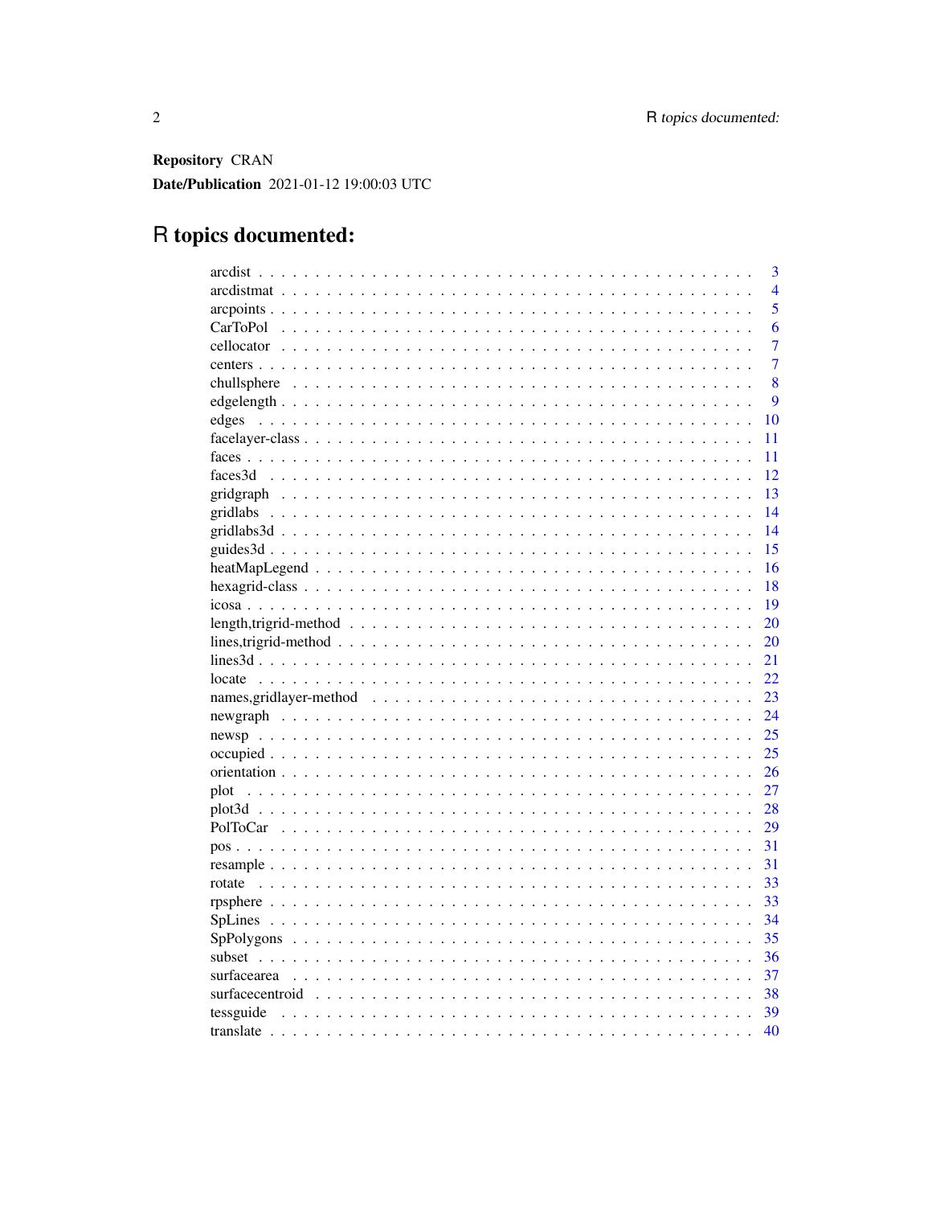**Repository** CRAN

**Date/Publication** 2021-01-12 19:00:03 UTC

# R topics documented:

| | |
|---|---|
| arcdist | 3 |
| arcdistmat | 4 |
| arcpoints | 5 |
| CarToPol | 6 |
| cellocator | 7 |
| centers | 7 |
| chullsphere | 8 |
| edgelength | 9 |
| edges | 10 |
| facelayer-class | 11 |
| faces | 11 |
| faces3d | 12 |
| gridgraph | 13 |
| gridlabs | 14 |
| gridlabs3d | 14 |
| guides3d | 15 |
| heatMapLegend | 16 |
| hexagrid-class | 18 |
| icosa | 19 |
| length,trigrid-method | 20 |
| lines,trigrid-method | 20 |
| lines3d | 21 |
| locate | 22 |
| names,gridlayer-method | 23 |
| newgraph | 24 |
| newsp | 25 |
| occupied | 25 |
| orientation | 26 |
| plot | 27 |
| plot3d | 28 |
| PolToCar | 29 |
| pos | 31 |
| resample | 31 |
| rotate | 33 |
| rpsphere | 33 |
| SpLines | 34 |
| SpPolygons | 35 |
| subset | 36 |
| surfacearea | 37 |
| surfacecentroid | 38 |
| tessguide | 39 |
| translate | 40 |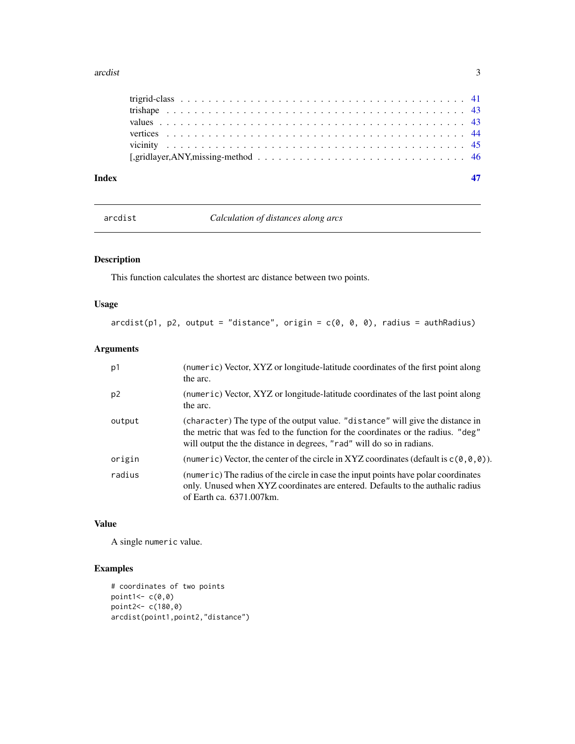trigrid-class . . . . . . . . . . . . . . . . . . . . . . . . . . . . . . . . . . . . . . . . . . 41
trishape . . . . . . . . . . . . . . . . . . . . . . . . . . . . . . . . . . . . . . . . . . . . . . 43
values . . . . . . . . . . . . . . . . . . . . . . . . . . . . . . . . . . . . . . . . . . . . . . 43
vertices . . . . . . . . . . . . . . . . . . . . . . . . . . . . . . . . . . . . . . . . . . . . . 44
vicinity . . . . . . . . . . . . . . . . . . . . . . . . . . . . . . . . . . . . . . . . . . . . . 45
[,gridlayer,ANY,missing-method . . . . . . . . . . . . . . . . . . . . . . . . . . . . . . 46

**Index** **47**

---

## arcdist — *Calculation of distances along arcs*

---

### Description

This function calculates the shortest arc distance between two points.

### Usage

```
arcdist(p1, p2, output = "distance", origin = c(0, 0, 0), radius = authRadius)
```

### Arguments

| | |
|---|---|
| `p1` | (`numeric`) Vector, XYZ or longitude-latitude coordinates of the first point along the arc. |
| `p2` | (`numeric`) Vector, XYZ or longitude-latitude coordinates of the last point along the arc. |
| `output` | (`character`) The type of the output value. `"distance"` will give the distance in the metric that was fed to the function for the coordinates or the radius. `"deg"` will output the the distance in degrees, `"rad"` will do so in radians. |
| `origin` | (`numeric`) Vector, the center of the circle in XYZ coordinates (default is `c(0,0,0)`). |
| `radius` | (`numeric`) The radius of the circle in case the input points have polar coordinates only. Unused when XYZ coordinates are entered. Defaults to the authalic radius of Earth ca. 6371.007km. |

### Value

A single `numeric` value.

### Examples

```
# coordinates of two points
point1<- c(0,0)
point2<- c(180,0)
arcdist(point1,point2,"distance")
```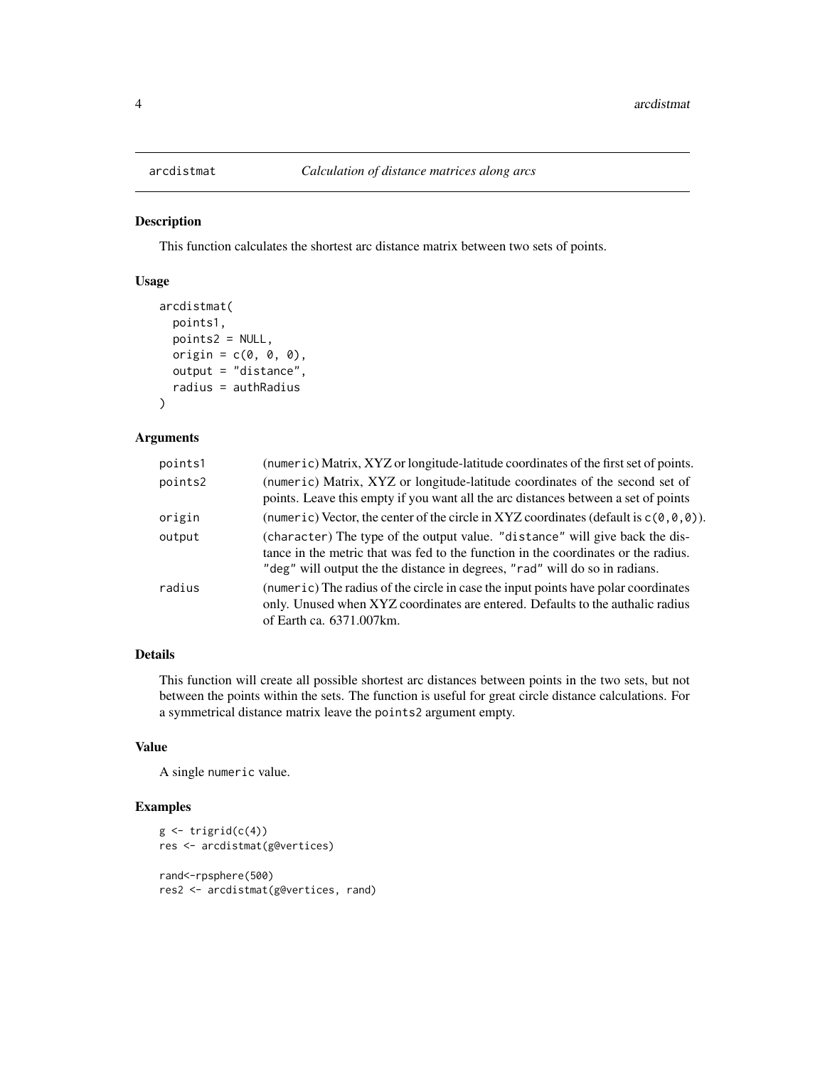# arcdistmat — *Calculation of distance matrices along arcs*

## Description

This function calculates the shortest arc distance matrix between two sets of points.

## Usage

```
arcdistmat(
  points1,
  points2 = NULL,
  origin = c(0, 0, 0),
  output = "distance",
  radius = authRadius
)
```

## Arguments

| Argument | Description |
|---|---|
| points1 | (numeric) Matrix, XYZ or longitude-latitude coordinates of the first set of points. |
| points2 | (numeric) Matrix, XYZ or longitude-latitude coordinates of the second set of points. Leave this empty if you want all the arc distances between a set of points |
| origin | (numeric) Vector, the center of the circle in XYZ coordinates (default is c(0,0,0)). |
| output | (character) The type of the output value. "distance" will give back the distance in the metric that was fed to the function in the coordinates or the radius. "deg" will output the the distance in degrees, "rad" will do so in radians. |
| radius | (numeric) The radius of the circle in case the input points have polar coordinates only. Unused when XYZ coordinates are entered. Defaults to the authalic radius of Earth ca. 6371.007km. |

## Details

This function will create all possible shortest arc distances between points in the two sets, but not between the points within the sets. The function is useful for great circle distance calculations. For a symmetrical distance matrix leave the points2 argument empty.

## Value

A single numeric value.

## Examples

```
g <- trigrid(c(4))
res <- arcdistmat(g@vertices)

rand<-rpsphere(500)
res2 <- arcdistmat(g@vertices, rand)
```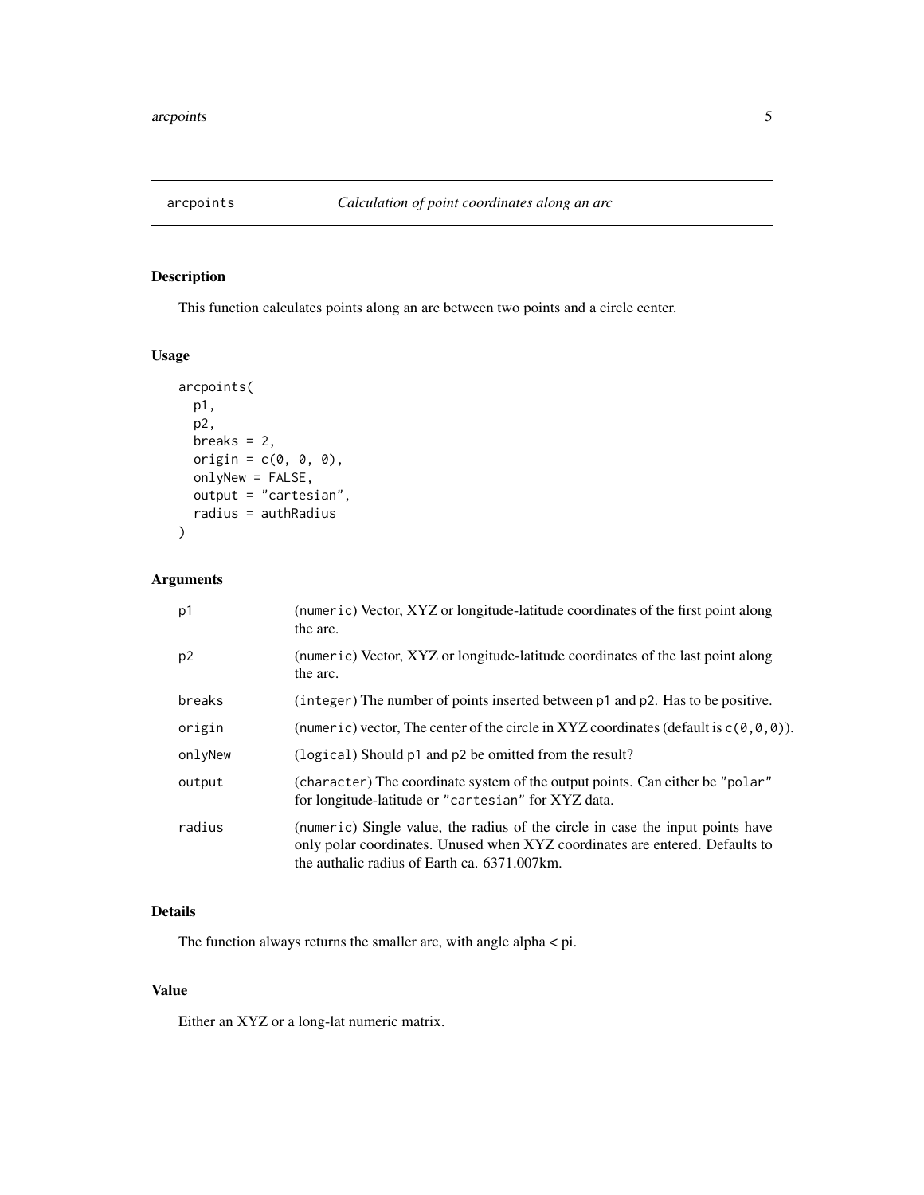## arcpoints — *Calculation of point coordinates along an arc*

### Description

This function calculates points along an arc between two points and a circle center.

### Usage

```
arcpoints(
  p1,
  p2,
  breaks = 2,
  origin = c(0, 0, 0),
  onlyNew = FALSE,
  output = "cartesian",
  radius = authRadius
)
```

### Arguments

| Argument | Description |
|---|---|
| p1 | (numeric) Vector, XYZ or longitude-latitude coordinates of the first point along the arc. |
| p2 | (numeric) Vector, XYZ or longitude-latitude coordinates of the last point along the arc. |
| breaks | (integer) The number of points inserted between p1 and p2. Has to be positive. |
| origin | (numeric) vector, The center of the circle in XYZ coordinates (default is c(0,0,0)). |
| onlyNew | (logical) Should p1 and p2 be omitted from the result? |
| output | (character) The coordinate system of the output points. Can either be "polar" for longitude-latitude or "cartesian" for XYZ data. |
| radius | (numeric) Single value, the radius of the circle in case the input points have only polar coordinates. Unused when XYZ coordinates are entered. Defaults to the authalic radius of Earth ca. 6371.007km. |

### Details

The function always returns the smaller arc, with angle alpha < pi.

### Value

Either an XYZ or a long-lat numeric matrix.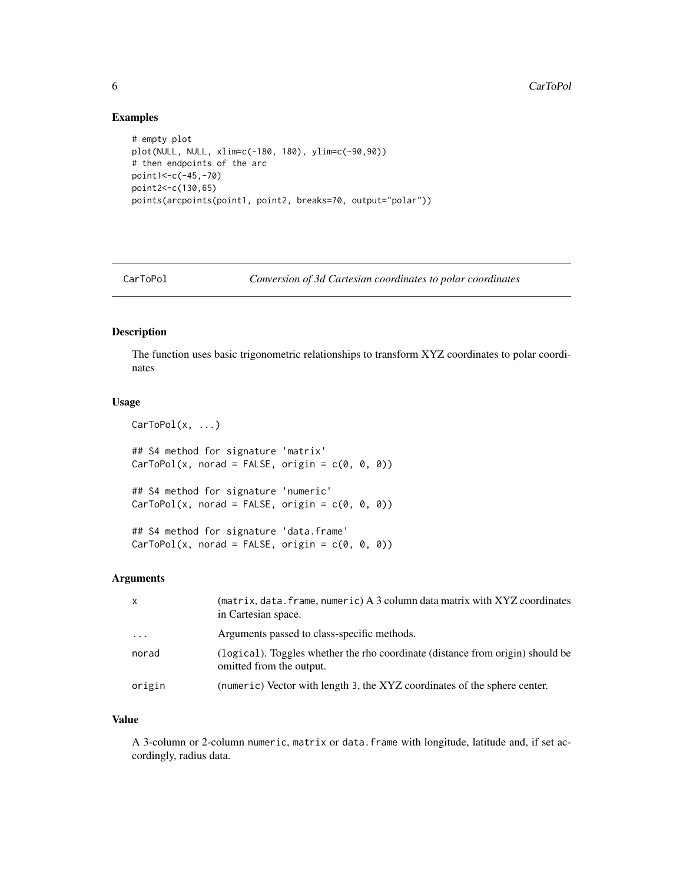## Examples

```
# empty plot
plot(NULL, NULL, xlim=c(-180, 180), ylim=c(-90,90))
# then endpoints of the arc
point1<-c(-45,-70)
point2<-c(130,65)
points(arcpoints(point1, point2, breaks=70, output="polar"))
```

---

# CarToPol — *Conversion of 3d Cartesian coordinates to polar coordinates*

---

## Description

The function uses basic trigonometric relationships to transform XYZ coordinates to polar coordinates

## Usage

```
CarToPol(x, ...)

## S4 method for signature 'matrix'
CarToPol(x, norad = FALSE, origin = c(0, 0, 0))

## S4 method for signature 'numeric'
CarToPol(x, norad = FALSE, origin = c(0, 0, 0))

## S4 method for signature 'data.frame'
CarToPol(x, norad = FALSE, origin = c(0, 0, 0))
```

## Arguments

| | |
|---|---|
| `x` | (`matrix`, `data.frame`, `numeric`) A 3 column data matrix with XYZ coordinates in Cartesian space. |
| `...` | Arguments passed to class-specific methods. |
| `norad` | (`logical`). Toggles whether the rho coordinate (distance from origin) should be omitted from the output. |
| `origin` | (`numeric`) Vector with length 3, the XYZ coordinates of the sphere center. |

## Value

A 3-column or 2-column `numeric`, `matrix` or `data.frame` with longitude, latitude and, if set accordingly, radius data.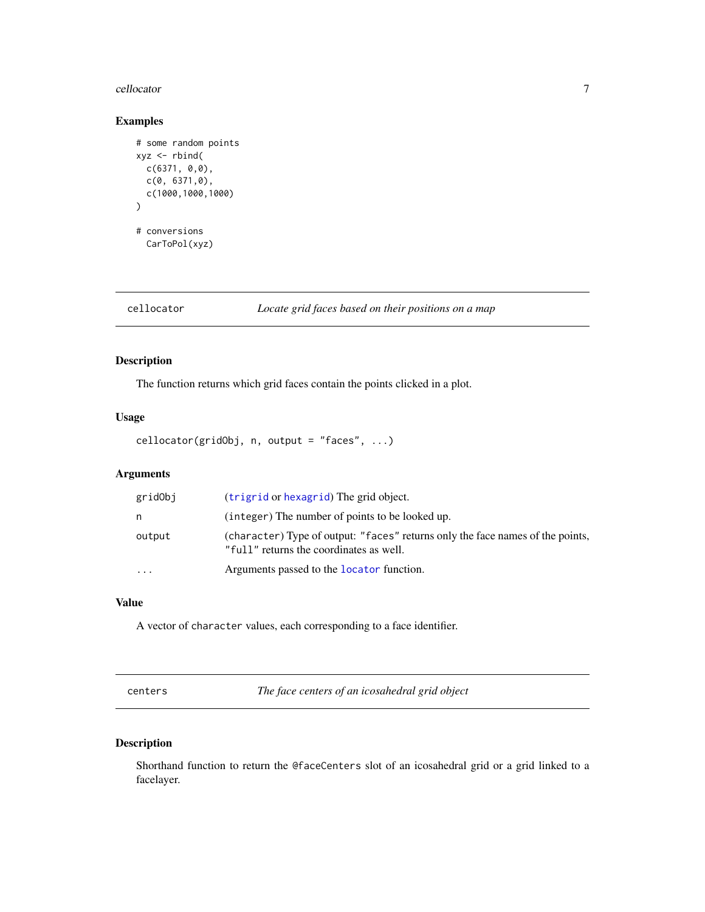### Examples

```
# some random points
xyz <- rbind(
  c(6371, 0,0),
  c(0, 6371,0),
  c(1000,1000,1000)
)

# conversions
  CarToPol(xyz)
```

---

## cellocator — *Locate grid faces based on their positions on a map*

### Description

The function returns which grid faces contain the points clicked in a plot.

### Usage

```
cellocator(gridObj, n, output = "faces", ...)
```

### Arguments

| | |
|---|---|
| `gridObj` | (`trigrid` or `hexagrid`) The grid object. |
| `n` | (`integer`) The number of points to be looked up. |
| `output` | (`character`) Type of output: `"faces"` returns only the face names of the points, `"full"` returns the coordinates as well. |
| `...` | Arguments passed to the `locator` function. |

### Value

A vector of `character` values, each corresponding to a face identifier.

---

## centers — *The face centers of an icosahedral grid object*

### Description

Shorthand function to return the `@faceCenters` slot of an icosahedral grid or a grid linked to a facelayer.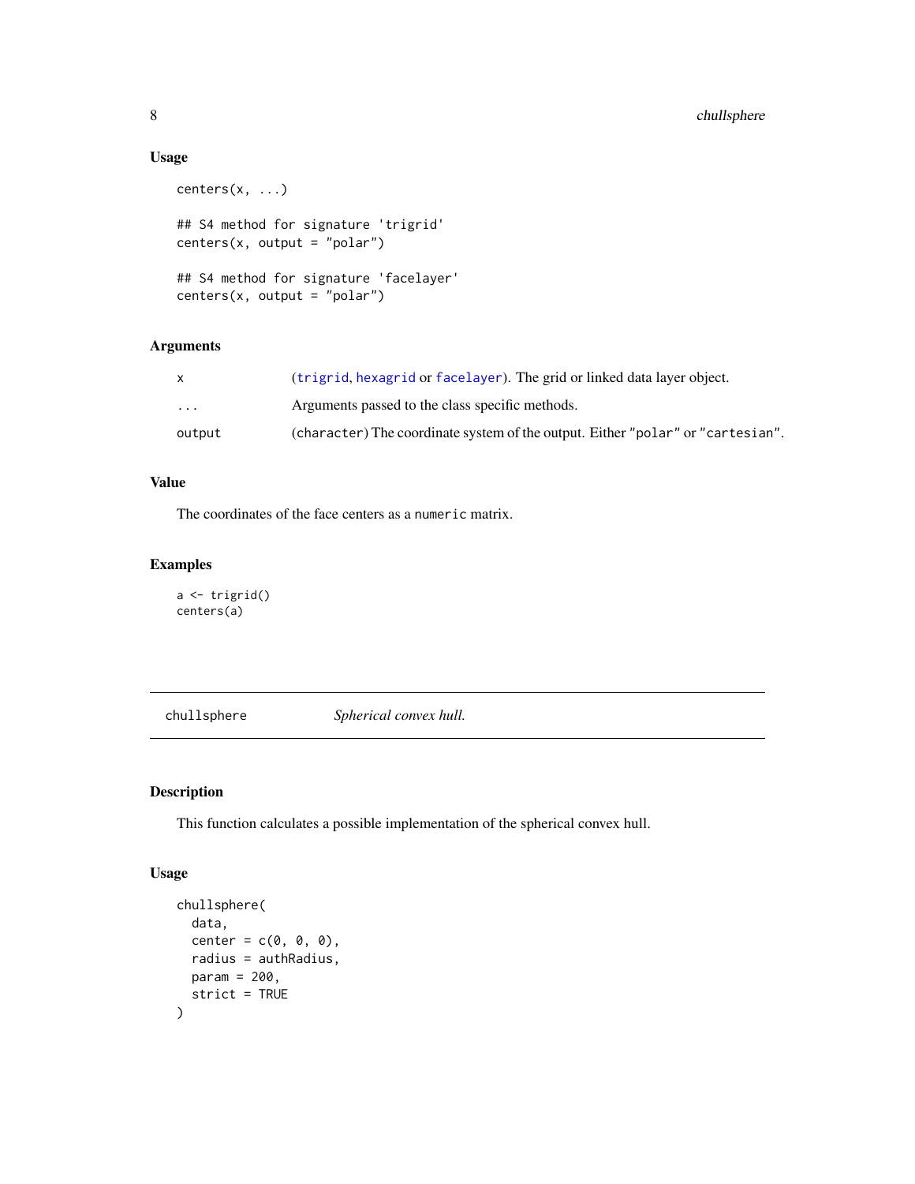### Usage

```
centers(x, ...)

## S4 method for signature 'trigrid'
centers(x, output = "polar")

## S4 method for signature 'facelayer'
centers(x, output = "polar")
```

### Arguments

| | |
|---|---|
| x | (trigrid, hexagrid or facelayer). The grid or linked data layer object. |
| ... | Arguments passed to the class specific methods. |
| output | (character) The coordinate system of the output. Either "polar" or "cartesian". |

### Value

The coordinates of the face centers as a numeric matrix.

### Examples

```
a <- trigrid()
centers(a)
```

---

## chullsphere *Spherical convex hull.*

---

### Description

This function calculates a possible implementation of the spherical convex hull.

### Usage

```
chullsphere(
  data,
  center = c(0, 0, 0),
  radius = authRadius,
  param = 200,
  strict = TRUE
)
```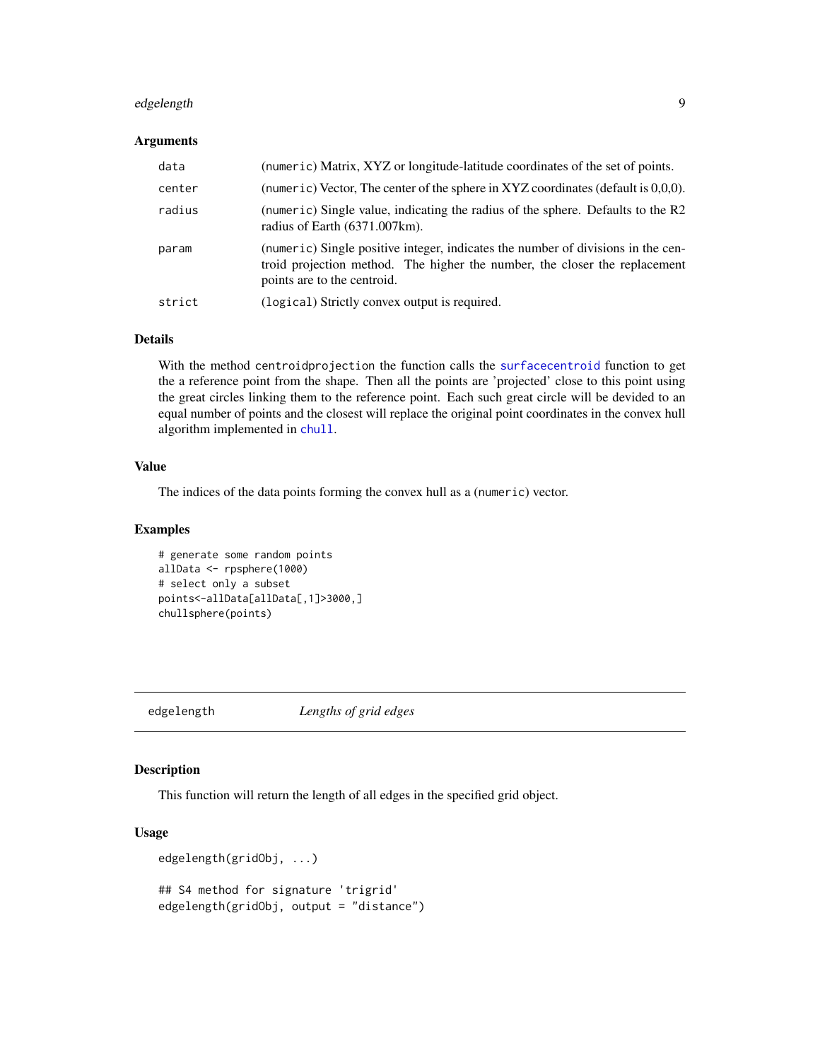### Arguments

| | |
|---|---|
| data | (numeric) Matrix, XYZ or longitude-latitude coordinates of the set of points. |
| center | (numeric) Vector, The center of the sphere in XYZ coordinates (default is 0,0,0). |
| radius | (numeric) Single value, indicating the radius of the sphere. Defaults to the R2 radius of Earth (6371.007km). |
| param | (numeric) Single positive integer, indicates the number of divisions in the centroid projection method. The higher the number, the closer the replacement points are to the centroid. |
| strict | (logical) Strictly convex output is required. |

### Details

With the method centroidprojection the function calls the surfacecentroid function to get the a reference point from the shape. Then all the points are 'projected' close to this point using the great circles linking them to the reference point. Each such great circle will be devided to an equal number of points and the closest will replace the original point coordinates in the convex hull algorithm implemented in chull.

### Value

The indices of the data points forming the convex hull as a (numeric) vector.

### Examples

```
# generate some random points
allData <- rpsphere(1000)
# select only a subset
points<-allData[allData[,1]>3000,]
chullsphere(points)
```

## edgelength *Lengths of grid edges*

### Description

This function will return the length of all edges in the specified grid object.

### Usage

```
edgelength(gridObj, ...)

## S4 method for signature 'trigrid'
edgelength(gridObj, output = "distance")
```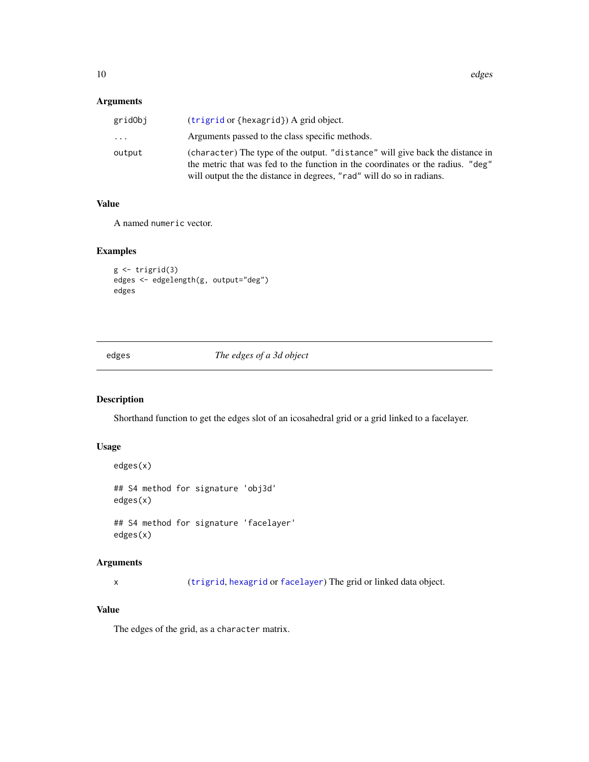### Arguments

| | |
|---|---|
| gridObj | (trigrid or {hexagrid}) A grid object. |
| ... | Arguments passed to the class specific methods. |
| output | (character) The type of the output. "distance" will give back the distance in the metric that was fed to the function in the coordinates or the radius. "deg" will output the the distance in degrees, "rad" will do so in radians. |

### Value

A named numeric vector.

### Examples

```
g <- trigrid(3)
edges <- edgelength(g, output="deg")
edges
```

---

## edges — *The edges of a 3d object*

### Description

Shorthand function to get the edges slot of an icosahedral grid or a grid linked to a facelayer.

### Usage

```
edges(x)

## S4 method for signature 'obj3d'
edges(x)

## S4 method for signature 'facelayer'
edges(x)
```

### Arguments

| | |
|---|---|
| x | (trigrid, hexagrid or facelayer) The grid or linked data object. |

### Value

The edges of the grid, as a character matrix.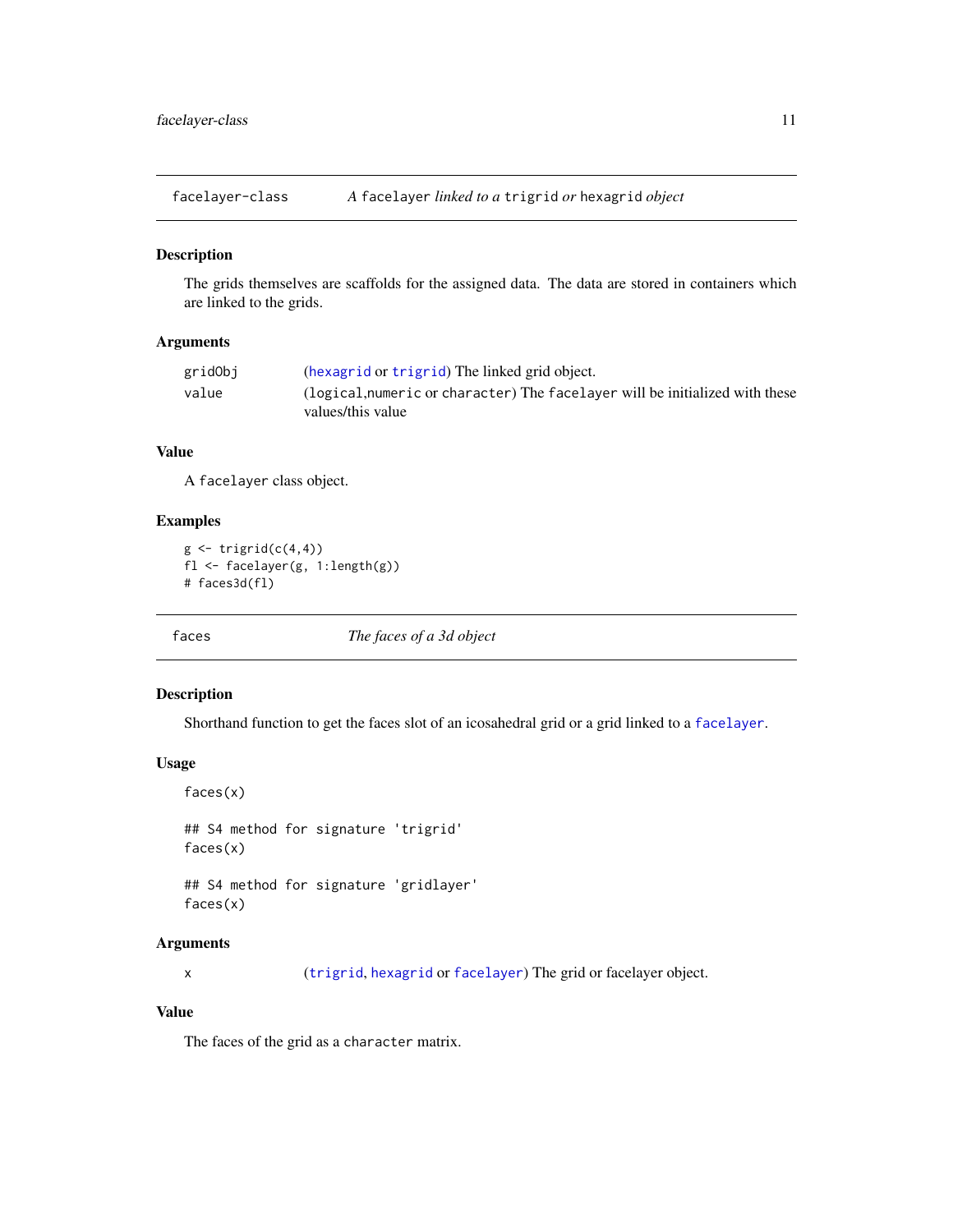## facelayer-class — *A* facelayer *linked to a* trigrid *or* hexagrid *object*

### Description

The grids themselves are scaffolds for the assigned data. The data are stored in containers which are linked to the grids.

### Arguments

| | |
|---|---|
| gridObj | (hexagrid or trigrid) The linked grid object. |
| value | (logical,numeric or character) The facelayer will be initialized with these values/this value |

### Value

A facelayer class object.

### Examples

```
g <- trigrid(c(4,4))
fl <- facelayer(g, 1:length(g))
# faces3d(fl)
```

## faces — *The faces of a 3d object*

### Description

Shorthand function to get the faces slot of an icosahedral grid or a grid linked to a facelayer.

### Usage

```
faces(x)

## S4 method for signature 'trigrid'
faces(x)

## S4 method for signature 'gridlayer'
faces(x)
```

### Arguments

| | |
|---|---|
| x | (trigrid, hexagrid or facelayer) The grid or facelayer object. |

### Value

The faces of the grid as a character matrix.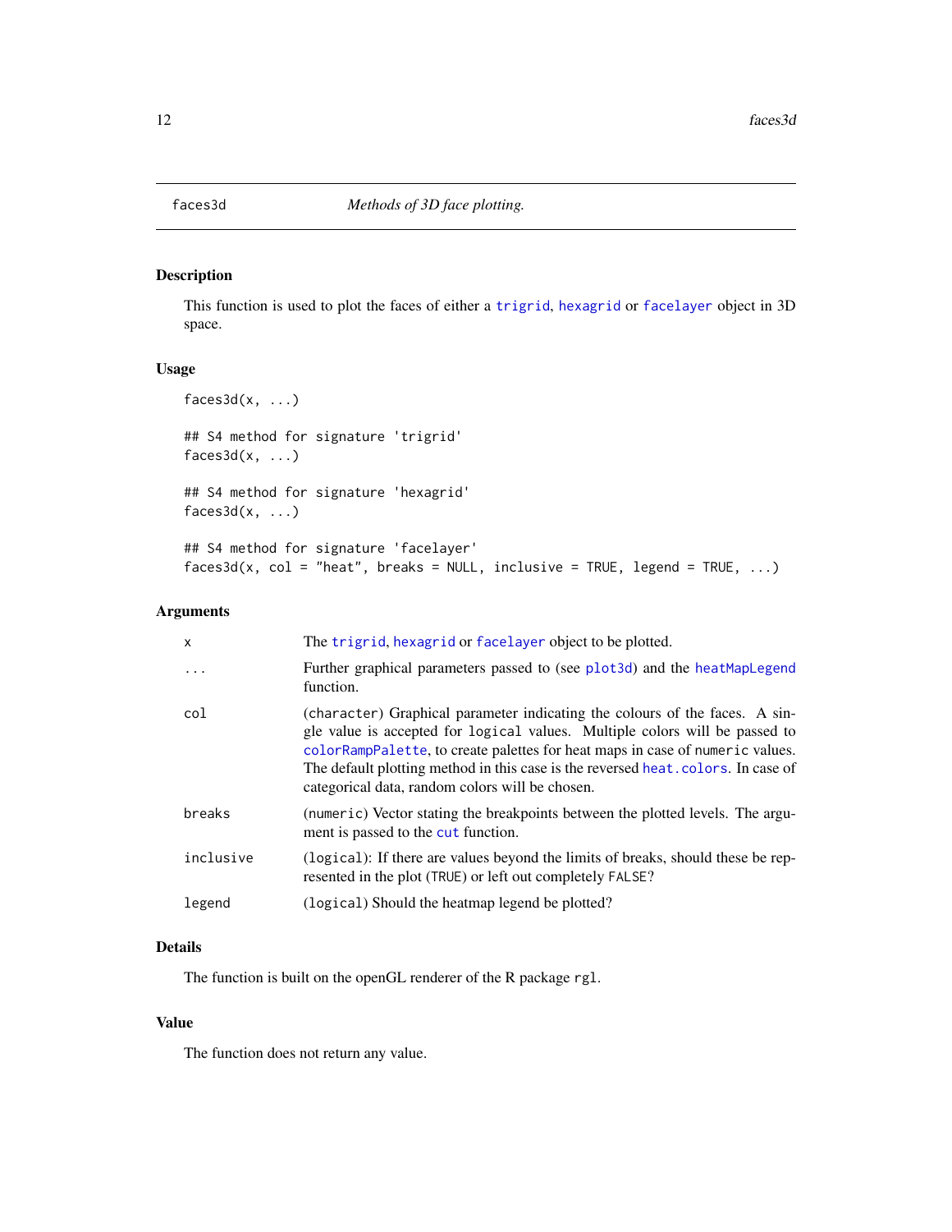# faces3d — *Methods of 3D face plotting.*

## Description

This function is used to plot the faces of either a `trigrid`, `hexagrid` or `facelayer` object in 3D space.

## Usage

```
faces3d(x, ...)

## S4 method for signature 'trigrid'
faces3d(x, ...)

## S4 method for signature 'hexagrid'
faces3d(x, ...)

## S4 method for signature 'facelayer'
faces3d(x, col = "heat", breaks = NULL, inclusive = TRUE, legend = TRUE, ...)
```

## Arguments

| | |
|---|---|
| `x` | The `trigrid`, `hexagrid` or `facelayer` object to be plotted. |
| `...` | Further graphical parameters passed to (see `plot3d`) and the `heatMapLegend` function. |
| `col` | (`character`) Graphical parameter indicating the colours of the faces. A single value is accepted for `logical` values. Multiple colors will be passed to `colorRampPalette`, to create palettes for heat maps in case of `numeric` values. The default plotting method in this case is the reversed `heat.colors`. In case of categorical data, random colors will be chosen. |
| `breaks` | (`numeric`) Vector stating the breakpoints between the plotted levels. The argument is passed to the `cut` function. |
| `inclusive` | (`logical`): If there are values beyond the limits of breaks, should these be represented in the plot (`TRUE`) or left out completely `FALSE`? |
| `legend` | (`logical`) Should the heatmap legend be plotted? |

## Details

The function is built on the openGL renderer of the R package `rgl`.

## Value

The function does not return any value.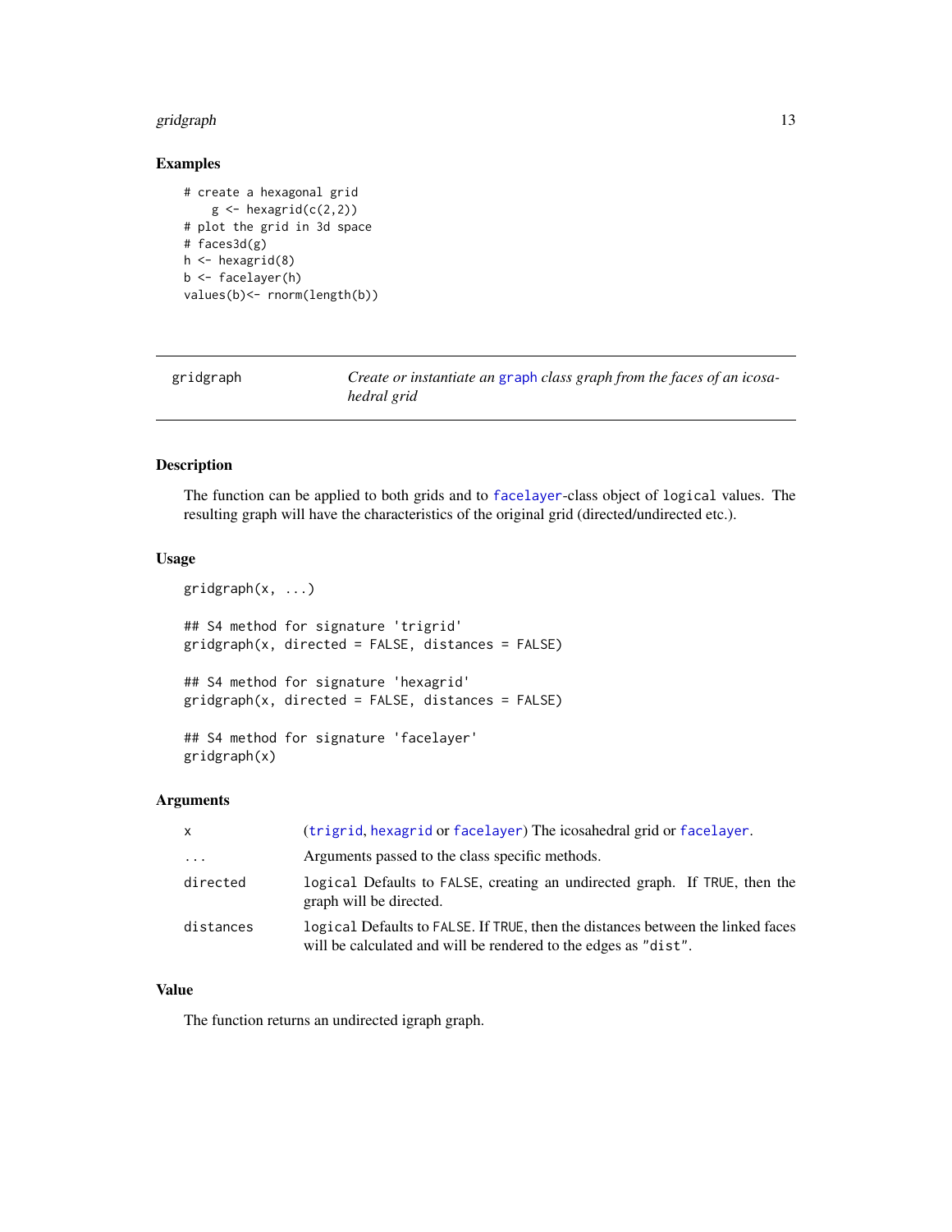## Examples

```
# create a hexagonal grid
    g <- hexagrid(c(2,2))
# plot the grid in 3d space
# faces3d(g)
h <- hexagrid(8)
b <- facelayer(h)
values(b)<- rnorm(length(b))
```

---

# gridgraph

*Create or instantiate an graph class graph from the faces of an icosahedral grid*

---

## Description

The function can be applied to both grids and to facelayer-class object of logical values. The resulting graph will have the characteristics of the original grid (directed/undirected etc.).

## Usage

```
gridgraph(x, ...)

## S4 method for signature 'trigrid'
gridgraph(x, directed = FALSE, distances = FALSE)

## S4 method for signature 'hexagrid'
gridgraph(x, directed = FALSE, distances = FALSE)

## S4 method for signature 'facelayer'
gridgraph(x)
```

## Arguments

| | |
|---|---|
| x | (trigrid, hexagrid or facelayer) The icosahedral grid or facelayer. |
| ... | Arguments passed to the class specific methods. |
| directed | logical Defaults to FALSE, creating an undirected graph. If TRUE, then the graph will be directed. |
| distances | logical Defaults to FALSE. If TRUE, then the distances between the linked faces will be calculated and will be rendered to the edges as "dist". |

## Value

The function returns an undirected igraph graph.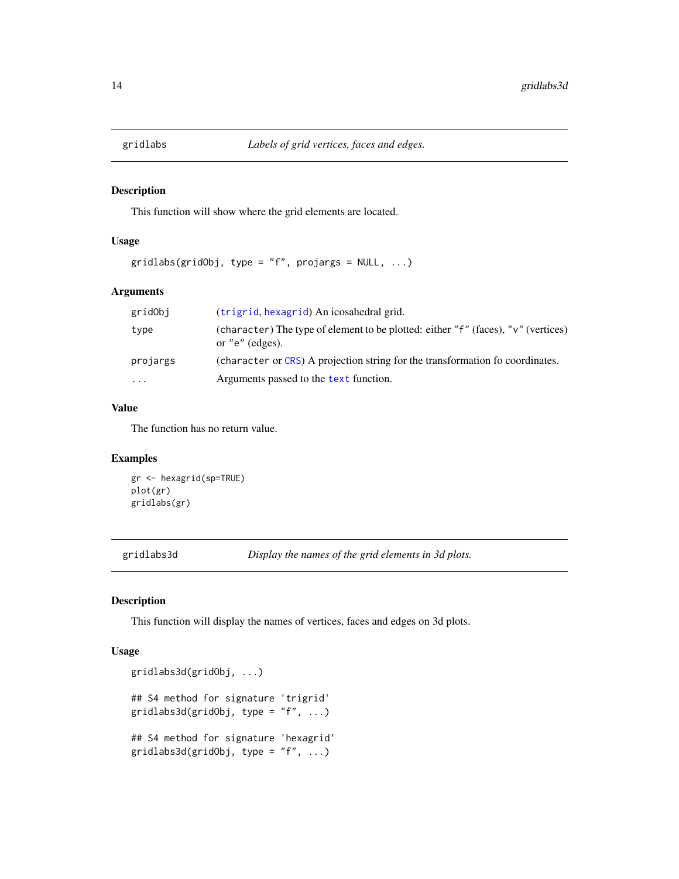## gridlabs — *Labels of grid vertices, faces and edges.*

### Description

This function will show where the grid elements are located.

### Usage

```
gridlabs(gridObj, type = "f", projargs = NULL, ...)
```

### Arguments

| | |
|---|---|
| gridObj | (trigrid, hexagrid) An icosahedral grid. |
| type | (character) The type of element to be plotted: either "f" (faces), "v" (vertices) or "e" (edges). |
| projargs | (character or CRS) A projection string for the transformation fo coordinates. |
| ... | Arguments passed to the text function. |

### Value

The function has no return value.

### Examples

```
gr <- hexagrid(sp=TRUE)
plot(gr)
gridlabs(gr)
```

## gridlabs3d — *Display the names of the grid elements in 3d plots.*

### Description

This function will display the names of vertices, faces and edges on 3d plots.

### Usage

```
gridlabs3d(gridObj, ...)

## S4 method for signature 'trigrid'
gridlabs3d(gridObj, type = "f", ...)

## S4 method for signature 'hexagrid'
gridlabs3d(gridObj, type = "f", ...)
```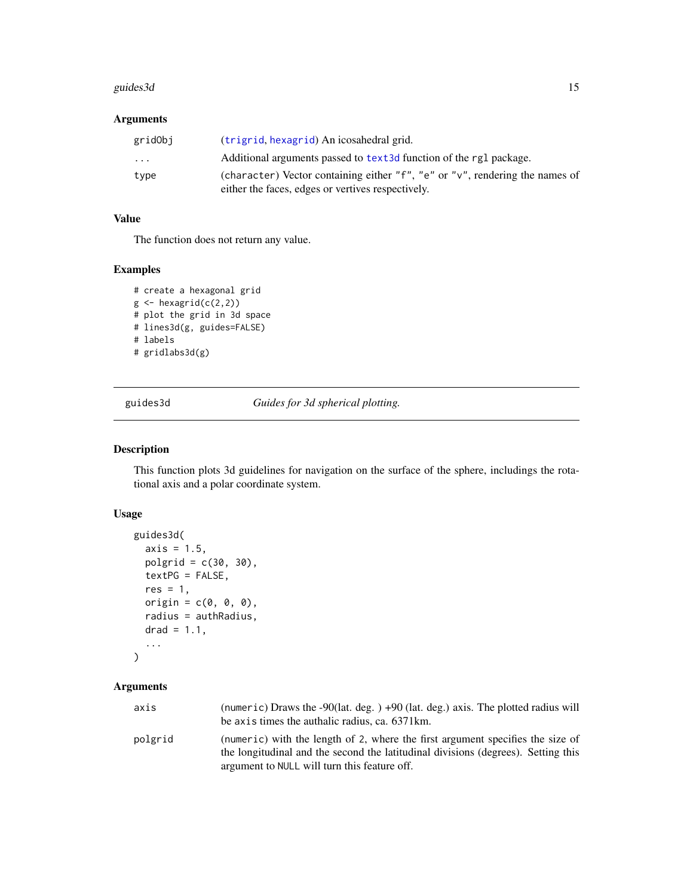### Arguments

| | |
|---|---|
| gridObj | (trigrid, hexagrid) An icosahedral grid. |
| ... | Additional arguments passed to text3d function of the rgl package. |
| type | (character) Vector containing either "f", "e" or "v", rendering the names of either the faces, edges or vertives respectively. |

### Value

The function does not return any value.

### Examples

```
# create a hexagonal grid
g <- hexagrid(c(2,2))
# plot the grid in 3d space
# lines3d(g, guides=FALSE)
# labels
# gridlabs3d(g)
```

---

## guides3d *Guides for 3d spherical plotting.*

---

### Description

This function plots 3d guidelines for navigation on the surface of the sphere, includings the rotational axis and a polar coordinate system.

### Usage

```
guides3d(
  axis = 1.5,
  polgrid = c(30, 30),
  textPG = FALSE,
  res = 1,
  origin = c(0, 0, 0),
  radius = authRadius,
  drad = 1.1,
  ...
)
```

### Arguments

| | |
|---|---|
| axis | (numeric) Draws the -90(lat. deg. ) +90 (lat. deg.) axis. The plotted radius will be axis times the authalic radius, ca. 6371km. |
| polgrid | (numeric) with the length of 2, where the first argument specifies the size of the longitudinal and the second the latitudinal divisions (degrees). Setting this argument to NULL will turn this feature off. |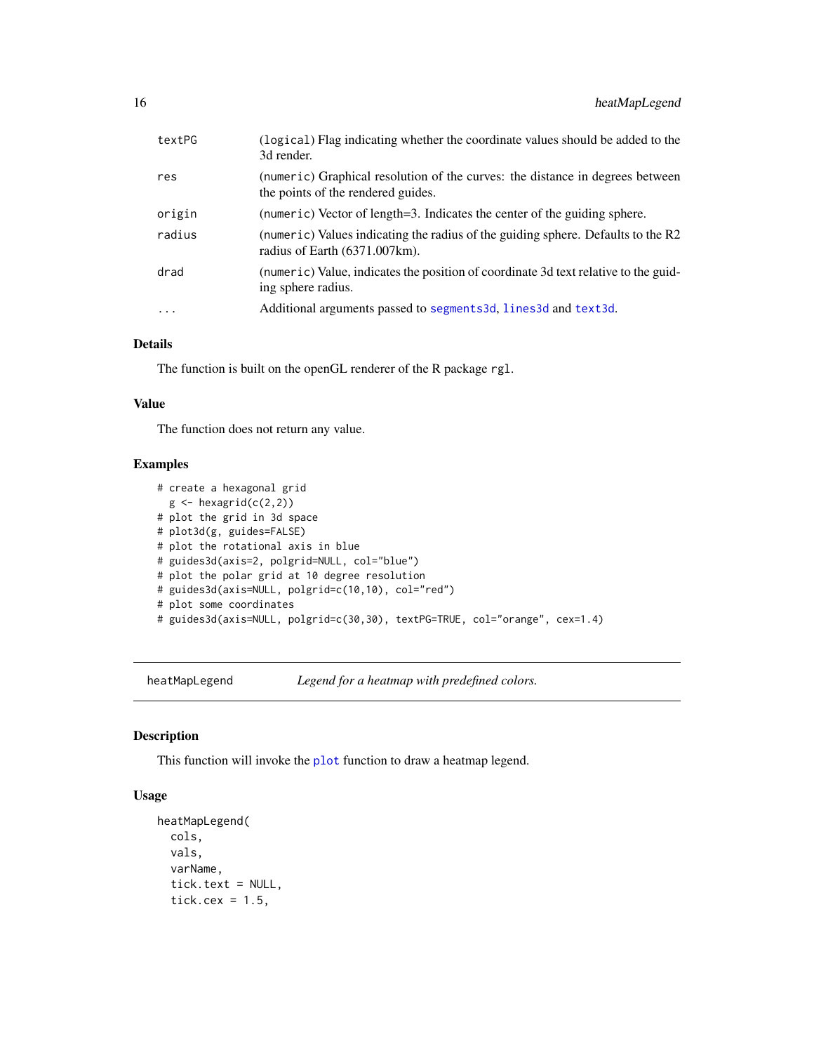| | |
|---|---|
| textPG | (logical) Flag indicating whether the coordinate values should be added to the 3d render. |
| res | (numeric) Graphical resolution of the curves: the distance in degrees between the points of the rendered guides. |
| origin | (numeric) Vector of length=3. Indicates the center of the guiding sphere. |
| radius | (numeric) Values indicating the radius of the guiding sphere. Defaults to the R2 radius of Earth (6371.007km). |
| drad | (numeric) Value, indicates the position of coordinate 3d text relative to the guiding sphere radius. |
| ... | Additional arguments passed to segments3d, lines3d and text3d. |

### Details

The function is built on the openGL renderer of the R package rgl.

### Value

The function does not return any value.

### Examples

```
# create a hexagonal grid
  g <- hexagrid(c(2,2))
# plot the grid in 3d space
# plot3d(g, guides=FALSE)
# plot the rotational axis in blue
# guides3d(axis=2, polgrid=NULL, col="blue")
# plot the polar grid at 10 degree resolution
# guides3d(axis=NULL, polgrid=c(10,10), col="red")
# plot some coordinates
# guides3d(axis=NULL, polgrid=c(30,30), textPG=TRUE, col="orange", cex=1.4)
```

---

## heatMapLegend *Legend for a heatmap with predefined colors.*

### Description

This function will invoke the plot function to draw a heatmap legend.

### Usage

```
heatMapLegend(
  cols,
  vals,
  varName,
  tick.text = NULL,
  tick.cex = 1.5,
```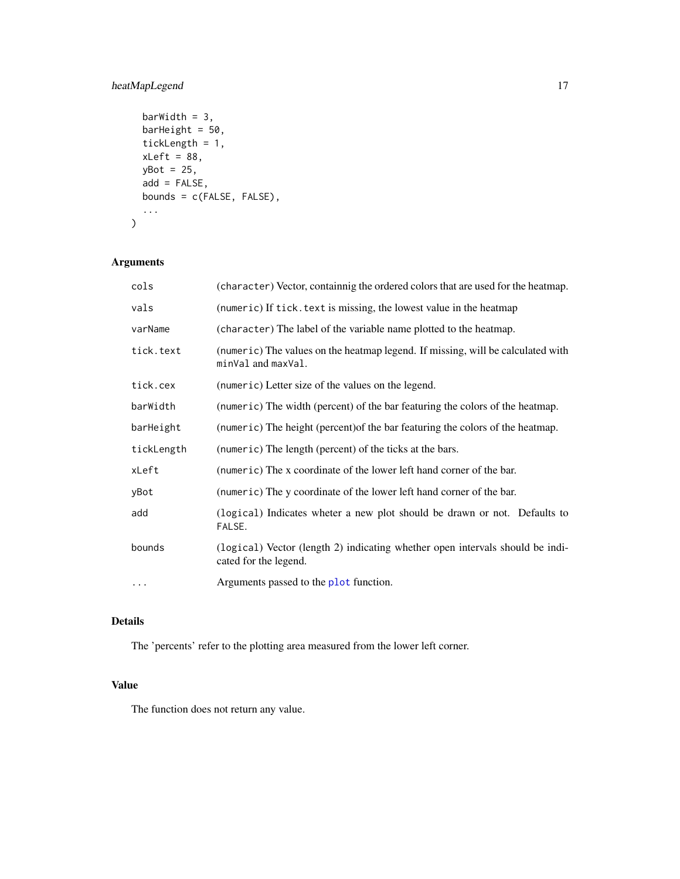```
  barWidth = 3,
  barHeight = 50,
  tickLength = 1,
  xLeft = 88,
  yBot = 25,
  add = FALSE,
  bounds = c(FALSE, FALSE),
  ...
)
```

## Arguments

| | |
|---|---|
| cols | (character) Vector, containnig the ordered colors that are used for the heatmap. |
| vals | (numeric) If tick.text is missing, the lowest value in the heatmap |
| varName | (character) The label of the variable name plotted to the heatmap. |
| tick.text | (numeric) The values on the heatmap legend. If missing, will be calculated with minVal and maxVal. |
| tick.cex | (numeric) Letter size of the values on the legend. |
| barWidth | (numeric) The width (percent) of the bar featuring the colors of the heatmap. |
| barHeight | (numeric) The height (percent)of the bar featuring the colors of the heatmap. |
| tickLength | (numeric) The length (percent) of the ticks at the bars. |
| xLeft | (numeric) The x coordinate of the lower left hand corner of the bar. |
| yBot | (numeric) The y coordinate of the lower left hand corner of the bar. |
| add | (logical) Indicates wheter a new plot should be drawn or not. Defaults to FALSE. |
| bounds | (logical) Vector (length 2) indicating whether open intervals should be indicated for the legend. |
| ... | Arguments passed to the plot function. |

## Details

The 'percents' refer to the plotting area measured from the lower left corner.

## Value

The function does not return any value.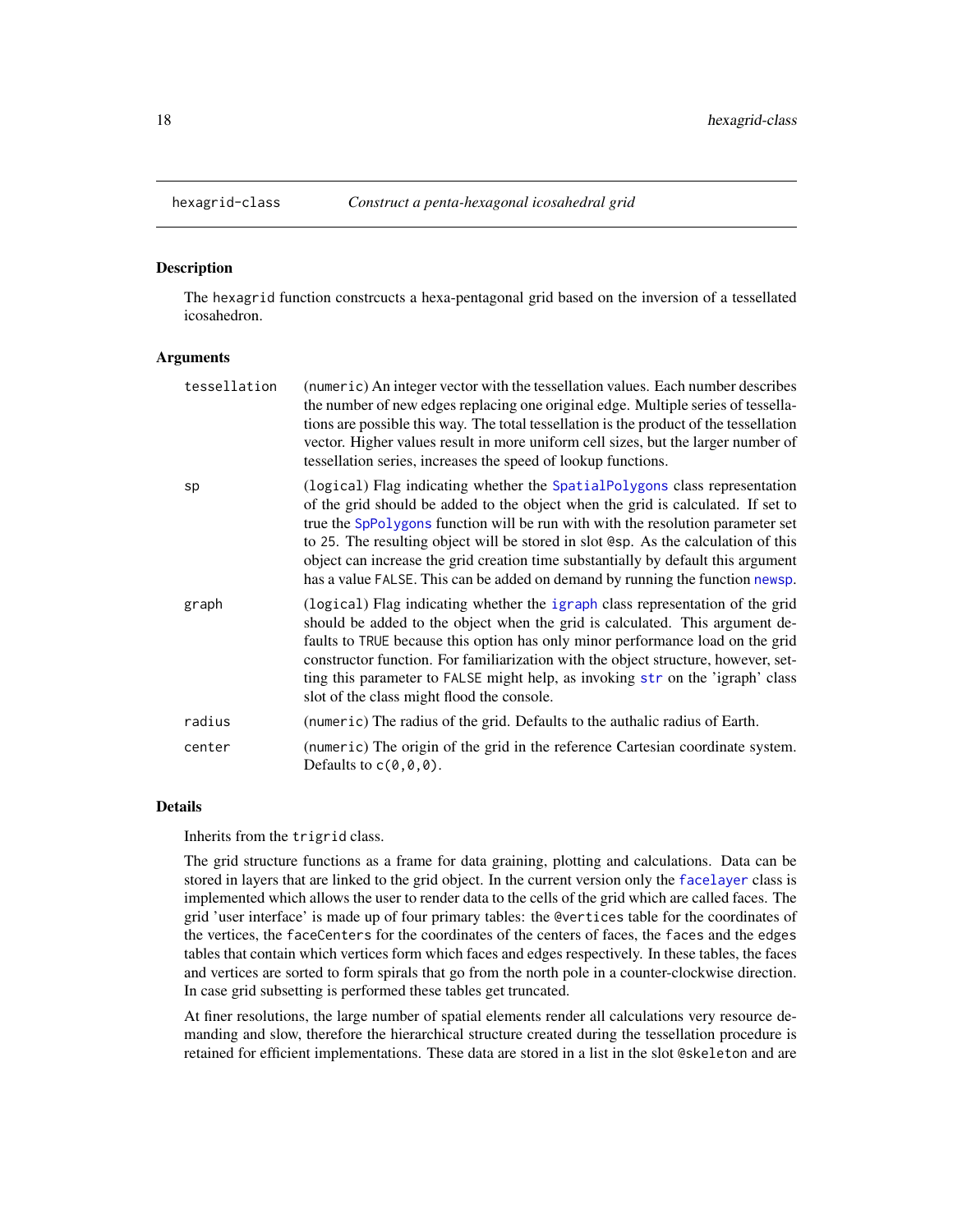hexagrid-class *Construct a penta-hexagonal icosahedral grid*

## Description

The `hexagrid` function constrcucts a hexa-pentagonal grid based on the inversion of a tessellated icosahedron.

## Arguments

| | |
|---|---|
| `tessellation` | (`numeric`) An integer vector with the tessellation values. Each number describes the number of new edges replacing one original edge. Multiple series of tessellations are possible this way. The total tessellation is the product of the tessellation vector. Higher values result in more uniform cell sizes, but the larger number of tessellation series, increases the speed of lookup functions. |
| `sp` | (`logical`) Flag indicating whether the `SpatialPolygons` class representation of the grid should be added to the object when the grid is calculated. If set to true the `SpPolygons` function will be run with with the resolution parameter set to 25. The resulting object will be stored in slot `@sp`. As the calculation of this object can increase the grid creation time substantially by default this argument has a value `FALSE`. This can be added on demand by running the function `newsp`. |
| `graph` | (`logical`) Flag indicating whether the `igraph` class representation of the grid should be added to the object when the grid is calculated. This argument defaults to `TRUE` because this option has only minor performance load on the grid constructor function. For familiarization with the object structure, however, setting this parameter to `FALSE` might help, as invoking `str` on the 'igraph' class slot of the class might flood the console. |
| `radius` | (`numeric`) The radius of the grid. Defaults to the authalic radius of Earth. |
| `center` | (`numeric`) The origin of the grid in the reference Cartesian coordinate system. Defaults to `c(0,0,0)`. |

## Details

Inherits from the `trigrid` class.

The grid structure functions as a frame for data graining, plotting and calculations. Data can be stored in layers that are linked to the grid object. In the current version only the `facelayer` class is implemented which allows the user to render data to the cells of the grid which are called faces. The grid 'user interface' is made up of four primary tables: the `@vertices` table for the coordinates of the vertices, the `faceCenters` for the coordinates of the centers of faces, the `faces` and the `edges` tables that contain which vertices form which faces and edges respectively. In these tables, the faces and vertices are sorted to form spirals that go from the north pole in a counter-clockwise direction. In case grid subsetting is performed these tables get truncated.

At finer resolutions, the large number of spatial elements render all calculations very resource demanding and slow, therefore the hierarchical structure created during the tessellation procedure is retained for efficient implementations. These data are stored in a list in the slot `@skeleton` and are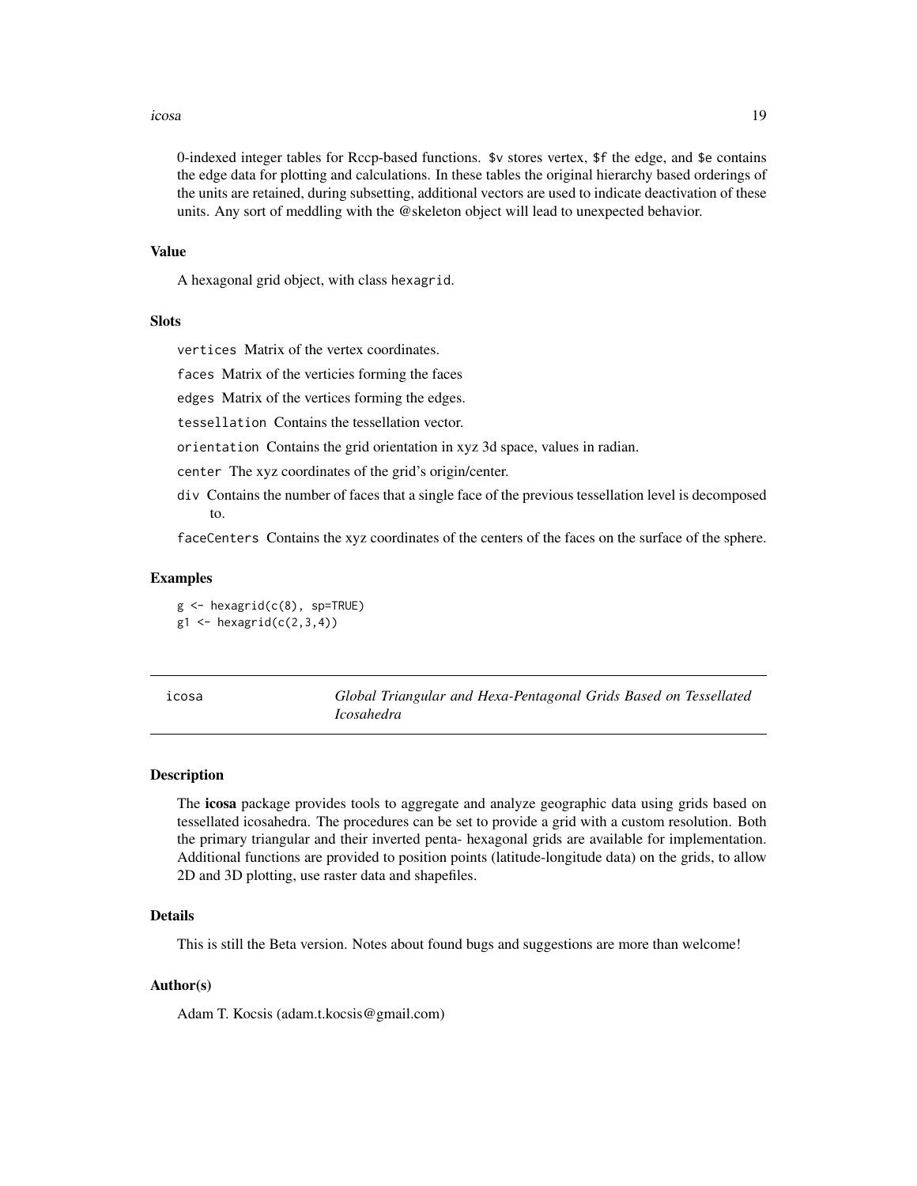0-indexed integer tables for Rccp-based functions. `$v` stores vertex, `$f` the edge, and `$e` contains the edge data for plotting and calculations. In these tables the original hierarchy based orderings of the units are retained, during subsetting, additional vectors are used to indicate deactivation of these units. Any sort of meddling with the @skeleton object will lead to unexpected behavior.

### Value

A hexagonal grid object, with class `hexagrid`.

### Slots

`vertices` Matrix of the vertex coordinates.

`faces` Matrix of the verticies forming the faces

`edges` Matrix of the vertices forming the edges.

`tessellation` Contains the tessellation vector.

`orientation` Contains the grid orientation in xyz 3d space, values in radian.

`center` The xyz coordinates of the grid's origin/center.

`div` Contains the number of faces that a single face of the previous tessellation level is decomposed to.

`faceCenters` Contains the xyz coordinates of the centers of the faces on the surface of the sphere.

### Examples

```
g <- hexagrid(c(8), sp=TRUE)
g1 <- hexagrid(c(2,3,4))
```

---

## icosa *Global Triangular and Hexa-Pentagonal Grids Based on Tessellated Icosahedra*

---

### Description

The **icosa** package provides tools to aggregate and analyze geographic data using grids based on tessellated icosahedra. The procedures can be set to provide a grid with a custom resolution. Both the primary triangular and their inverted penta- hexagonal grids are available for implementation. Additional functions are provided to position points (latitude-longitude data) on the grids, to allow 2D and 3D plotting, use raster data and shapefiles.

### Details

This is still the Beta version. Notes about found bugs and suggestions are more than welcome!

### Author(s)

Adam T. Kocsis (adam.t.kocsis@gmail.com)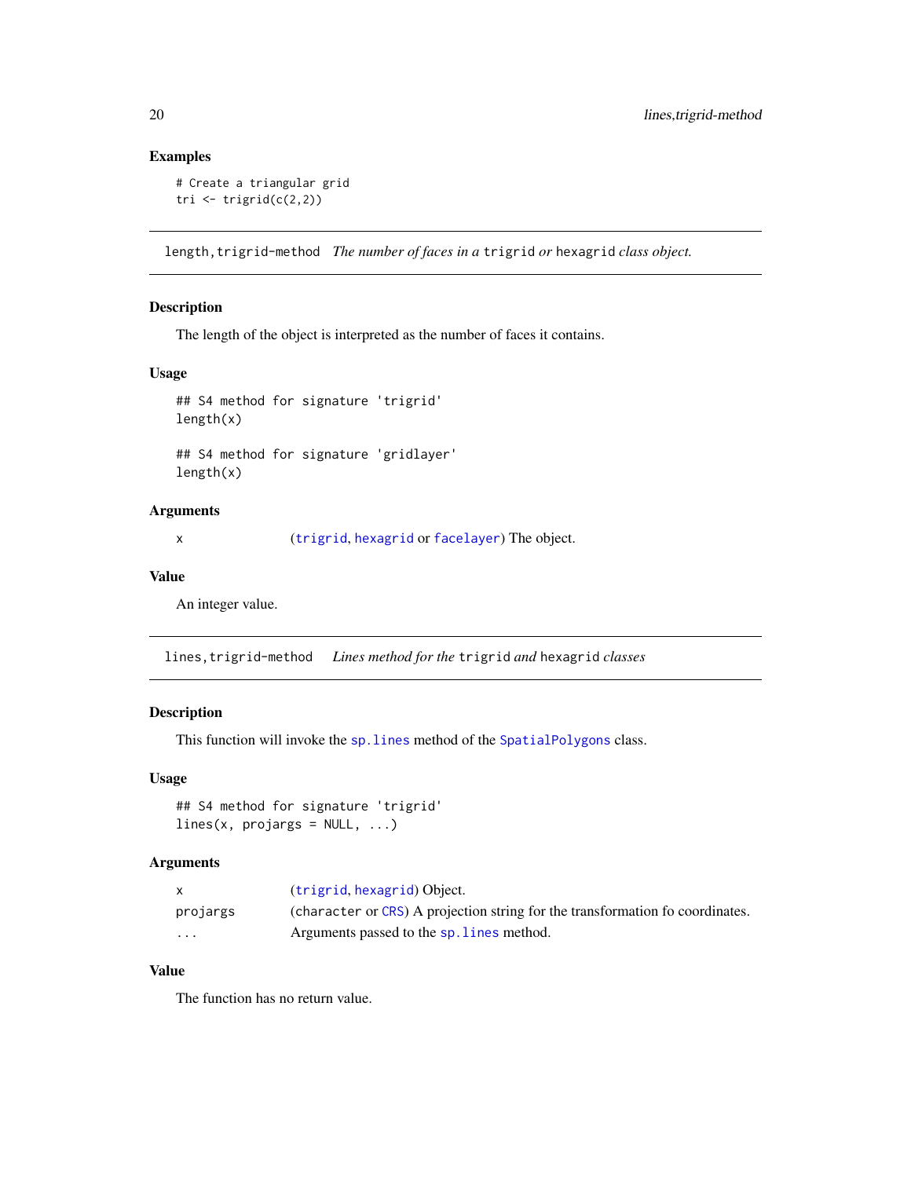### Examples

```
# Create a triangular grid
tri <- trigrid(c(2,2))
```

---

## length,trigrid-method — *The number of faces in a* `trigrid` *or* `hexagrid` *class object.*

### Description

The length of the object is interpreted as the number of faces it contains.

### Usage

```
## S4 method for signature 'trigrid'
length(x)

## S4 method for signature 'gridlayer'
length(x)
```

### Arguments

| | |
|---|---|
| `x` | (`trigrid`, `hexagrid` or `facelayer`) The object. |

### Value

An integer value.

---

## lines,trigrid-method — *Lines method for the* `trigrid` *and* `hexagrid` *classes*

### Description

This function will invoke the `sp.lines` method of the `SpatialPolygons` class.

### Usage

```
## S4 method for signature 'trigrid'
lines(x, projargs = NULL, ...)
```

### Arguments

| | |
|---|---|
| `x` | (`trigrid`, `hexagrid`) Object. |
| `projargs` | (`character` or `CRS`) A projection string for the transformation fo coordinates. |
| `...` | Arguments passed to the `sp.lines` method. |

### Value

The function has no return value.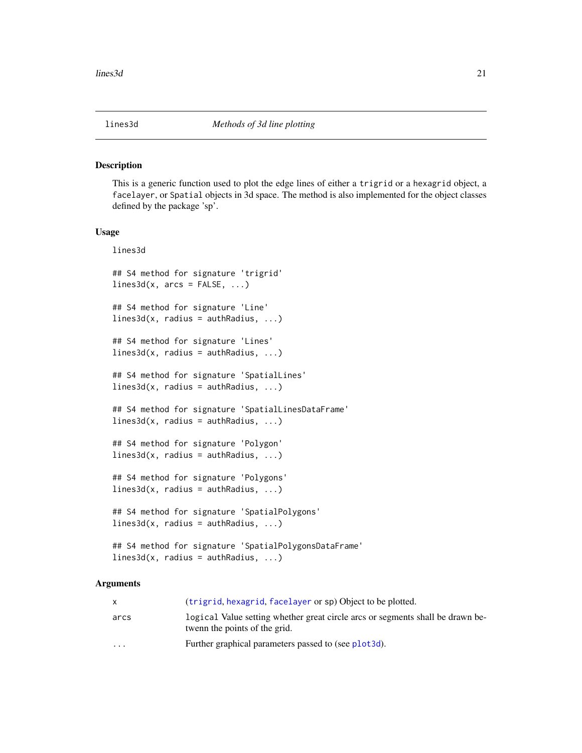# lines3d — *Methods of 3d line plotting*

## Description

This is a generic function used to plot the edge lines of either a `trigrid` or a `hexagrid` object, a `facelayer`, or `Spatial` objects in 3d space. The method is also implemented for the object classes defined by the package 'sp'.

## Usage

```
lines3d

## S4 method for signature 'trigrid'
lines3d(x, arcs = FALSE, ...)

## S4 method for signature 'Line'
lines3d(x, radius = authRadius, ...)

## S4 method for signature 'Lines'
lines3d(x, radius = authRadius, ...)

## S4 method for signature 'SpatialLines'
lines3d(x, radius = authRadius, ...)

## S4 method for signature 'SpatialLinesDataFrame'
lines3d(x, radius = authRadius, ...)

## S4 method for signature 'Polygon'
lines3d(x, radius = authRadius, ...)

## S4 method for signature 'Polygons'
lines3d(x, radius = authRadius, ...)

## S4 method for signature 'SpatialPolygons'
lines3d(x, radius = authRadius, ...)

## S4 method for signature 'SpatialPolygonsDataFrame'
lines3d(x, radius = authRadius, ...)
```

## Arguments

| | |
|---|---|
| `x` | (`trigrid`, `hexagrid`, `facelayer` or sp) Object to be plotted. |
| `arcs` | `logical` Value setting whether great circle arcs or segments shall be drawn betwenn the points of the grid. |
| `...` | Further graphical parameters passed to (see `plot3d`). |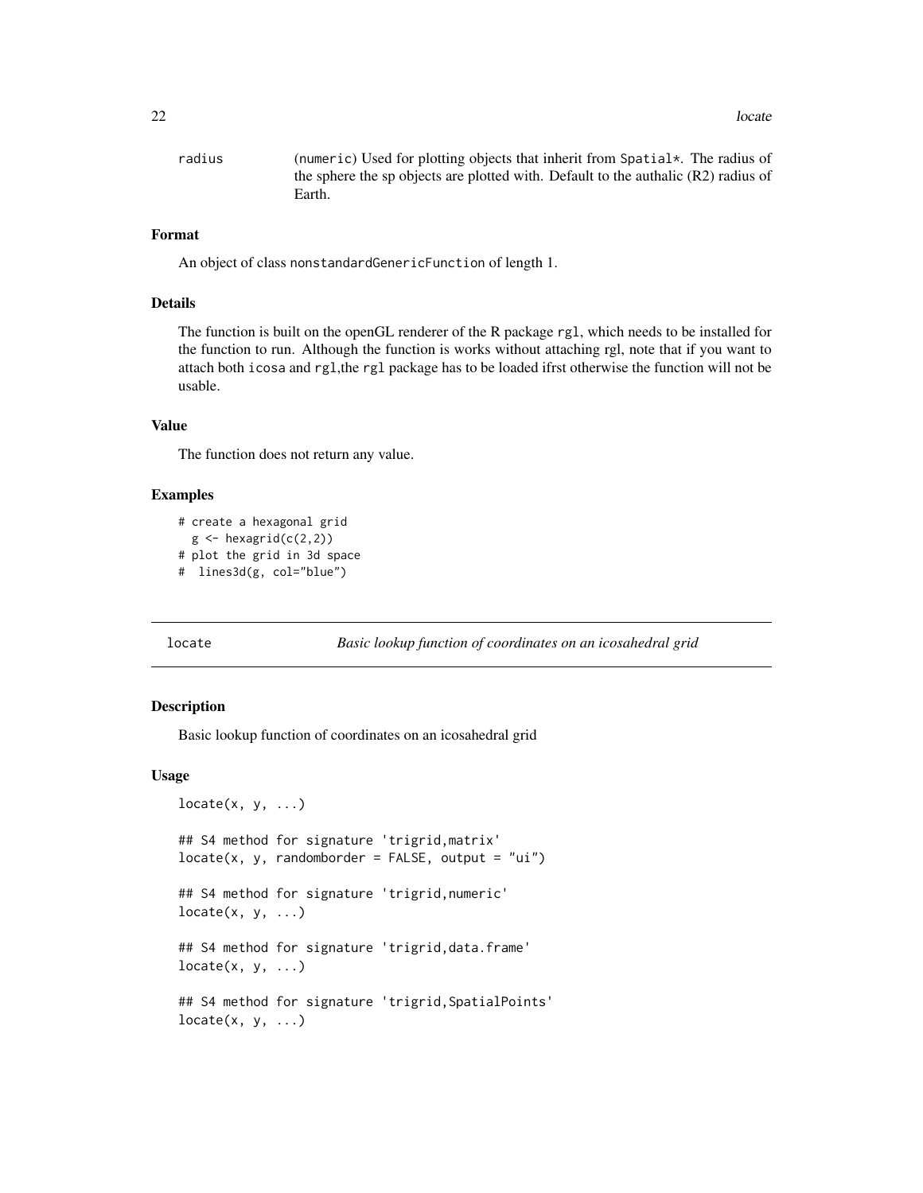radius (numeric) Used for plotting objects that inherit from Spatial*. The radius of the sphere the sp objects are plotted with. Default to the authalic (R2) radius of Earth.

### Format

An object of class nonstandardGenericFunction of length 1.

### Details

The function is built on the openGL renderer of the R package rgl, which needs to be installed for the function to run. Although the function is works without attaching rgl, note that if you want to attach both icosa and rgl,the rgl package has to be loaded ifrst otherwise the function will not be usable.

### Value

The function does not return any value.

### Examples

```
# create a hexagonal grid
  g <- hexagrid(c(2,2))
# plot the grid in 3d space
#  lines3d(g, col="blue")
```

---

## locate — *Basic lookup function of coordinates on an icosahedral grid*

### Description

Basic lookup function of coordinates on an icosahedral grid

### Usage

```
locate(x, y, ...)

## S4 method for signature 'trigrid,matrix'
locate(x, y, randomborder = FALSE, output = "ui")

## S4 method for signature 'trigrid,numeric'
locate(x, y, ...)

## S4 method for signature 'trigrid,data.frame'
locate(x, y, ...)

## S4 method for signature 'trigrid,SpatialPoints'
locate(x, y, ...)
```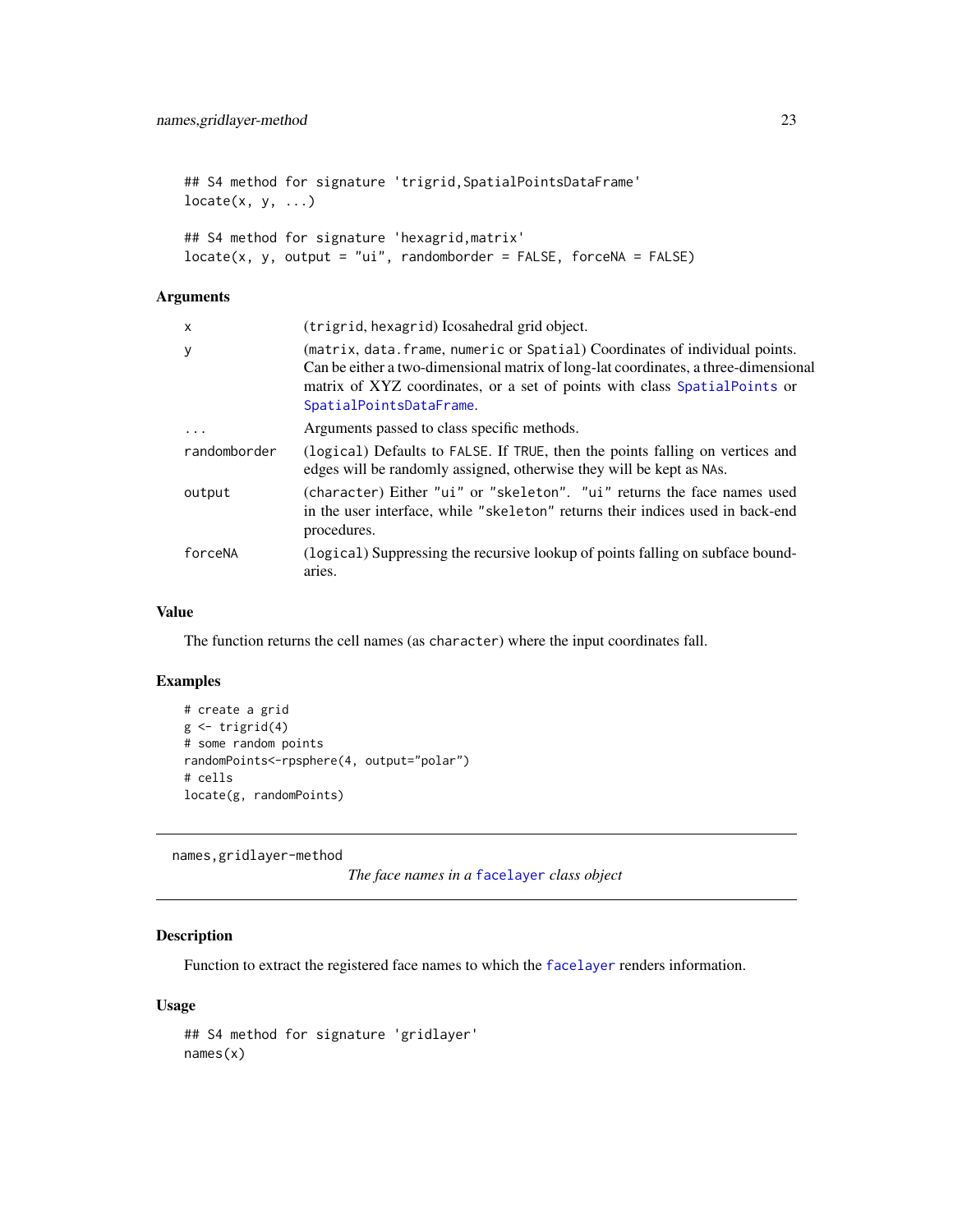```
## S4 method for signature 'trigrid,SpatialPointsDataFrame'
locate(x, y, ...)

## S4 method for signature 'hexagrid,matrix'
locate(x, y, output = "ui", randomborder = FALSE, forceNA = FALSE)
```

### Arguments

| | |
|---|---|
| x | (trigrid, hexagrid) Icosahedral grid object. |
| y | (matrix, data.frame, numeric or Spatial) Coordinates of individual points. Can be either a two-dimensional matrix of long-lat coordinates, a three-dimensional matrix of XYZ coordinates, or a set of points with class SpatialPoints or SpatialPointsDataFrame. |
| ... | Arguments passed to class specific methods. |
| randomborder | (logical) Defaults to FALSE. If TRUE, then the points falling on vertices and edges will be randomly assigned, otherwise they will be kept as NAs. |
| output | (character) Either "ui" or "skeleton". "ui" returns the face names used in the user interface, while "skeleton" returns their indices used in back-end procedures. |
| forceNA | (logical) Suppressing the recursive lookup of points falling on subface boundaries. |

### Value

The function returns the cell names (as character) where the input coordinates fall.

### Examples

```
# create a grid
g <- trigrid(4)
# some random points
randomPoints<-rpsphere(4, output="polar")
# cells
locate(g, randomPoints)
```

---

## names,gridlayer-method

*The face names in a facelayer class object*

### Description

Function to extract the registered face names to which the facelayer renders information.

### Usage

```
## S4 method for signature 'gridlayer'
names(x)
```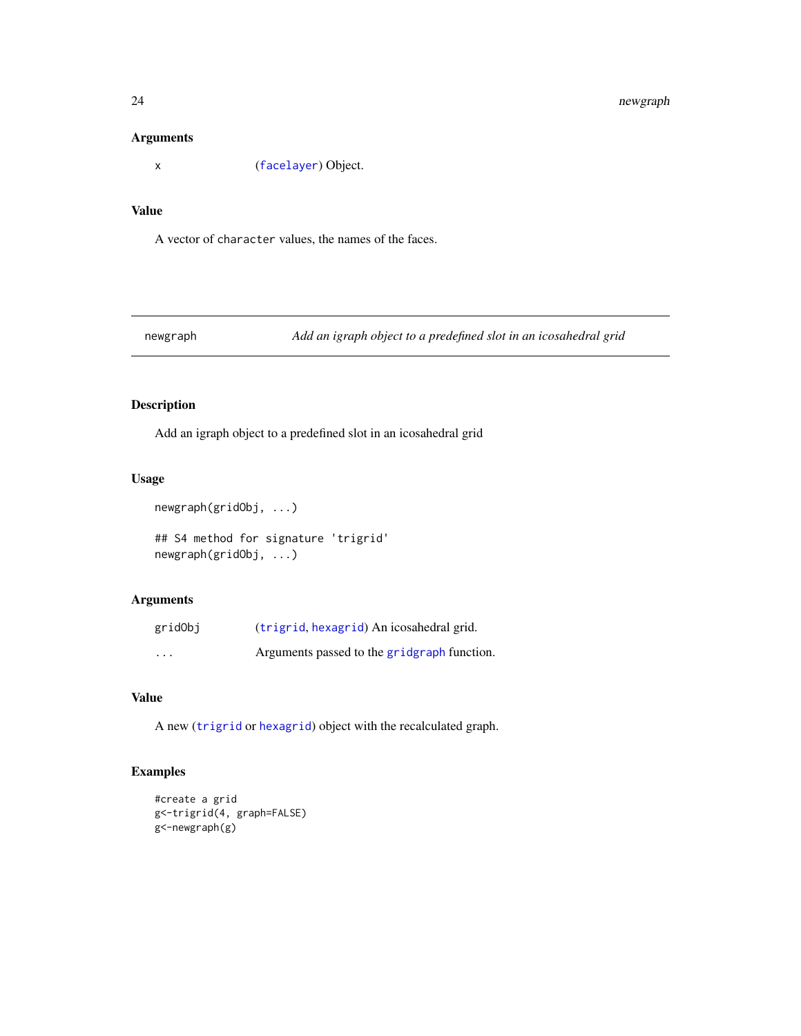### Arguments

| | |
|---|---|
| x | (facelayer) Object. |

### Value

A vector of character values, the names of the faces.

---

## newgraph — *Add an igraph object to a predefined slot in an icosahedral grid*

### Description

Add an igraph object to a predefined slot in an icosahedral grid

### Usage

```
newgraph(gridObj, ...)

## S4 method for signature 'trigrid'
newgraph(gridObj, ...)
```

### Arguments

| | |
|---|---|
| gridObj | (trigrid, hexagrid) An icosahedral grid. |
| ... | Arguments passed to the gridgraph function. |

### Value

A new (trigrid or hexagrid) object with the recalculated graph.

### Examples

```
#create a grid
g<-trigrid(4, graph=FALSE)
g<-newgraph(g)
```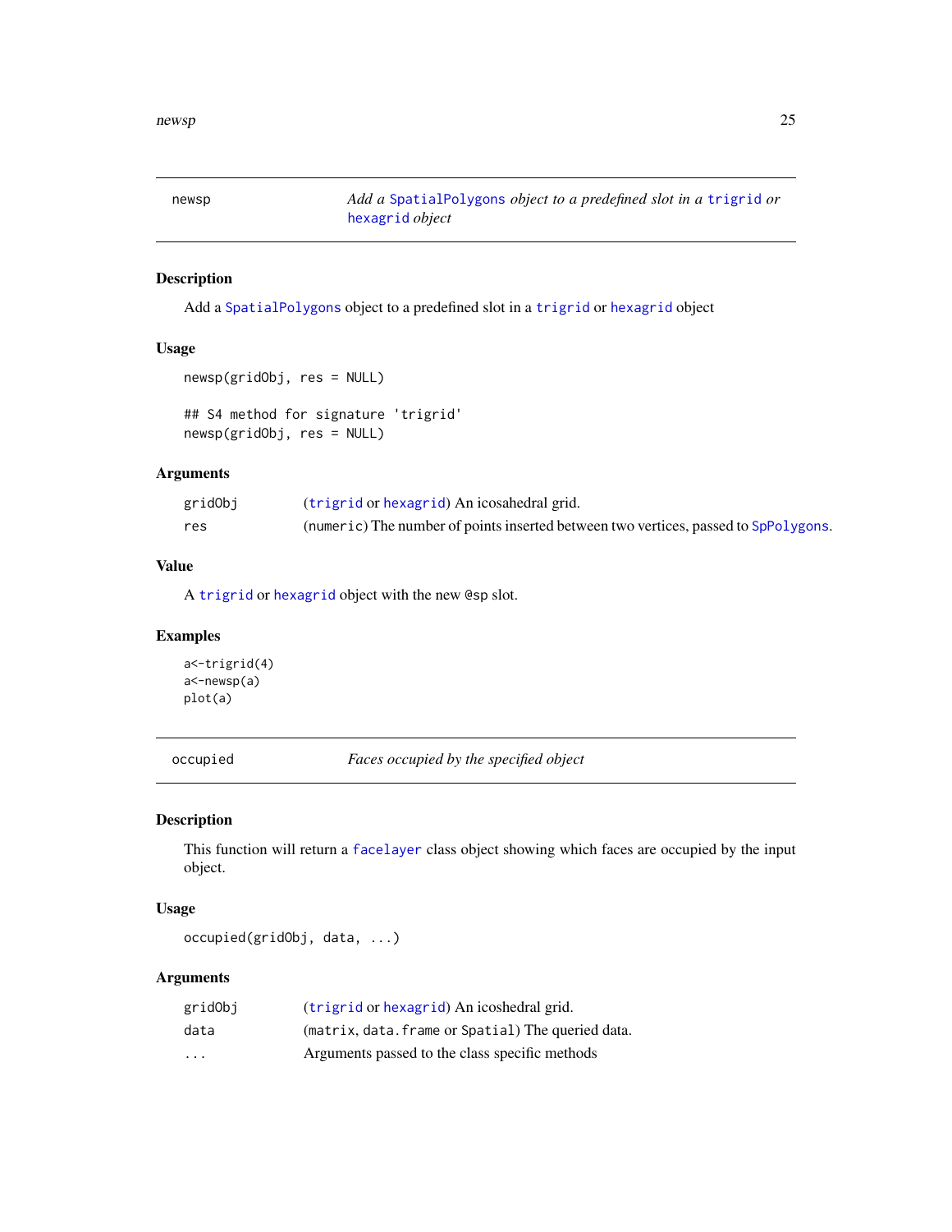## newsp — *Add a SpatialPolygons object to a predefined slot in a trigrid or hexagrid object*

### Description

Add a SpatialPolygons object to a predefined slot in a trigrid or hexagrid object

### Usage

```
newsp(gridObj, res = NULL)

## S4 method for signature 'trigrid'
newsp(gridObj, res = NULL)
```

### Arguments

| | |
|---|---|
| gridObj | (trigrid or hexagrid) An icosahedral grid. |
| res | (numeric) The number of points inserted between two vertices, passed to SpPolygons. |

### Value

A trigrid or hexagrid object with the new @sp slot.

### Examples

```
a<-trigrid(4)
a<-newsp(a)
plot(a)
```

## occupied — *Faces occupied by the specified object*

### Description

This function will return a facelayer class object showing which faces are occupied by the input object.

### Usage

```
occupied(gridObj, data, ...)
```

### Arguments

| | |
|---|---|
| gridObj | (trigrid or hexagrid) An icoshedral grid. |
| data | (matrix, data.frame or Spatial) The queried data. |
| ... | Arguments passed to the class specific methods |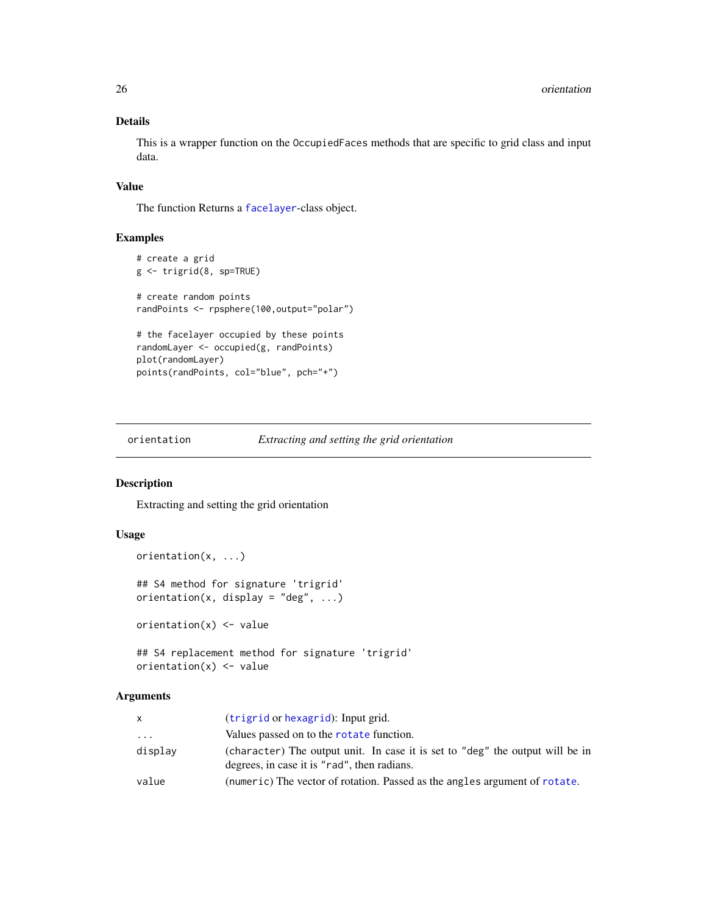### Details

This is a wrapper function on the OccupiedFaces methods that are specific to grid class and input data.

### Value

The function Returns a facelayer-class object.

### Examples

```
# create a grid
g <- trigrid(8, sp=TRUE)

# create random points
randPoints <- rpsphere(100,output="polar")

# the facelayer occupied by these points
randomLayer <- occupied(g, randPoints)
plot(randomLayer)
points(randPoints, col="blue", pch="+")
```

---

## orientation — *Extracting and setting the grid orientation*

### Description

Extracting and setting the grid orientation

### Usage

```
orientation(x, ...)

## S4 method for signature 'trigrid'
orientation(x, display = "deg", ...)

orientation(x) <- value

## S4 replacement method for signature 'trigrid'
orientation(x) <- value
```

### Arguments

| | |
|---|---|
| x | (trigrid or hexagrid): Input grid. |
| ... | Values passed on to the rotate function. |
| display | (character) The output unit. In case it is set to "deg" the output will be in degrees, in case it is "rad", then radians. |
| value | (numeric) The vector of rotation. Passed as the angles argument of rotate. |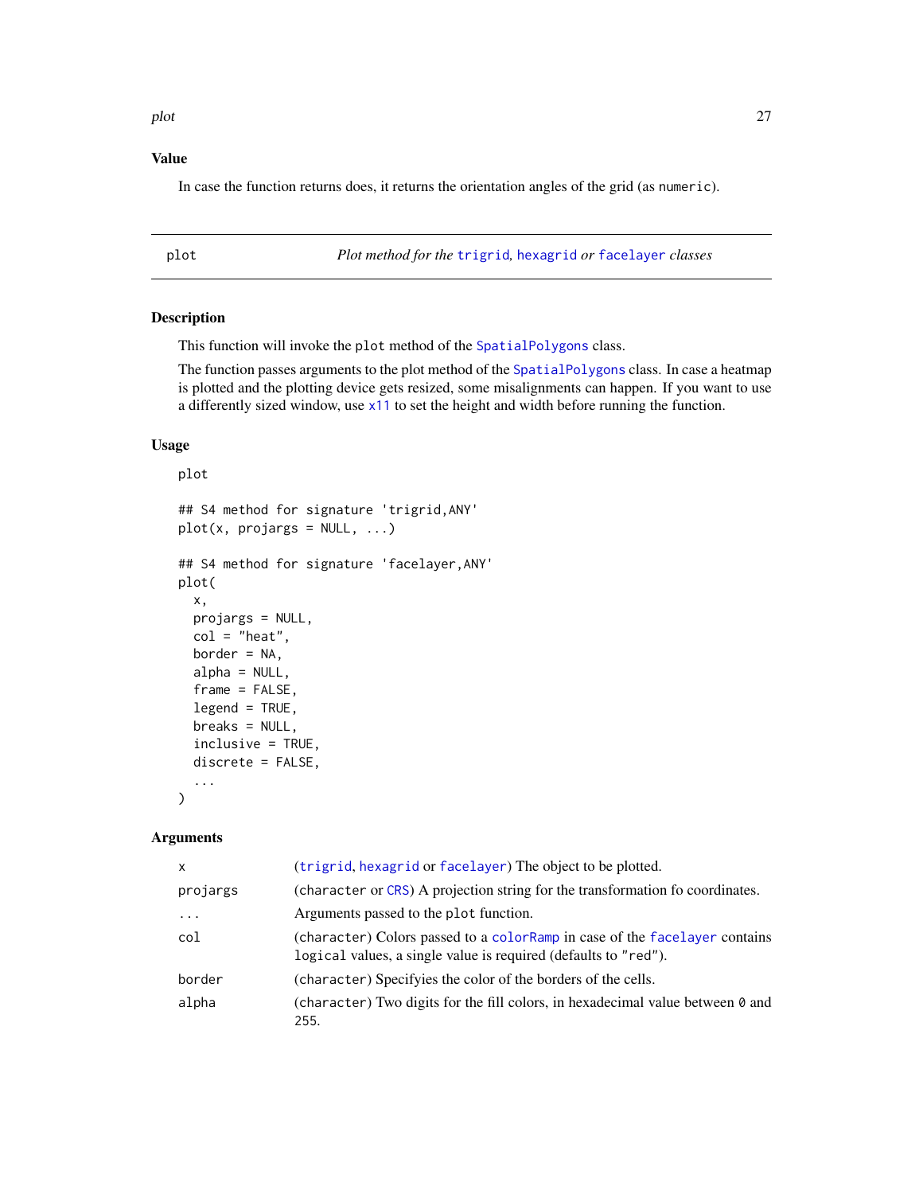### Value

In case the function returns does, it returns the orientation angles of the grid (as `numeric`).

---

## plot — *Plot method for the trigrid, hexagrid or facelayer classes*

### Description

This function will invoke the `plot` method of the `SpatialPolygons` class.

The function passes arguments to the plot method of the `SpatialPolygons` class. In case a heatmap is plotted and the plotting device gets resized, some misalignments can happen. If you want to use a differently sized window, use `x11` to set the height and width before running the function.

### Usage

```
plot

## S4 method for signature 'trigrid,ANY'
plot(x, projargs = NULL, ...)

## S4 method for signature 'facelayer,ANY'
plot(
  x,
  projargs = NULL,
  col = "heat",
  border = NA,
  alpha = NULL,
  frame = FALSE,
  legend = TRUE,
  breaks = NULL,
  inclusive = TRUE,
  discrete = FALSE,
  ...
)
```

### Arguments

| | |
|---|---|
| `x` | (`trigrid`, `hexagrid` or `facelayer`) The object to be plotted. |
| `projargs` | (`character` or `CRS`) A projection string for the transformation fo coordinates. |
| `...` | Arguments passed to the `plot` function. |
| `col` | (`character`) Colors passed to a `colorRamp` in case of the `facelayer` contains `logical` values, a single value is required (defaults to `"red"`). |
| `border` | (`character`) Specifyies the color of the borders of the cells. |
| `alpha` | (`character`) Two digits for the fill colors, in hexadecimal value between `0` and `255`. |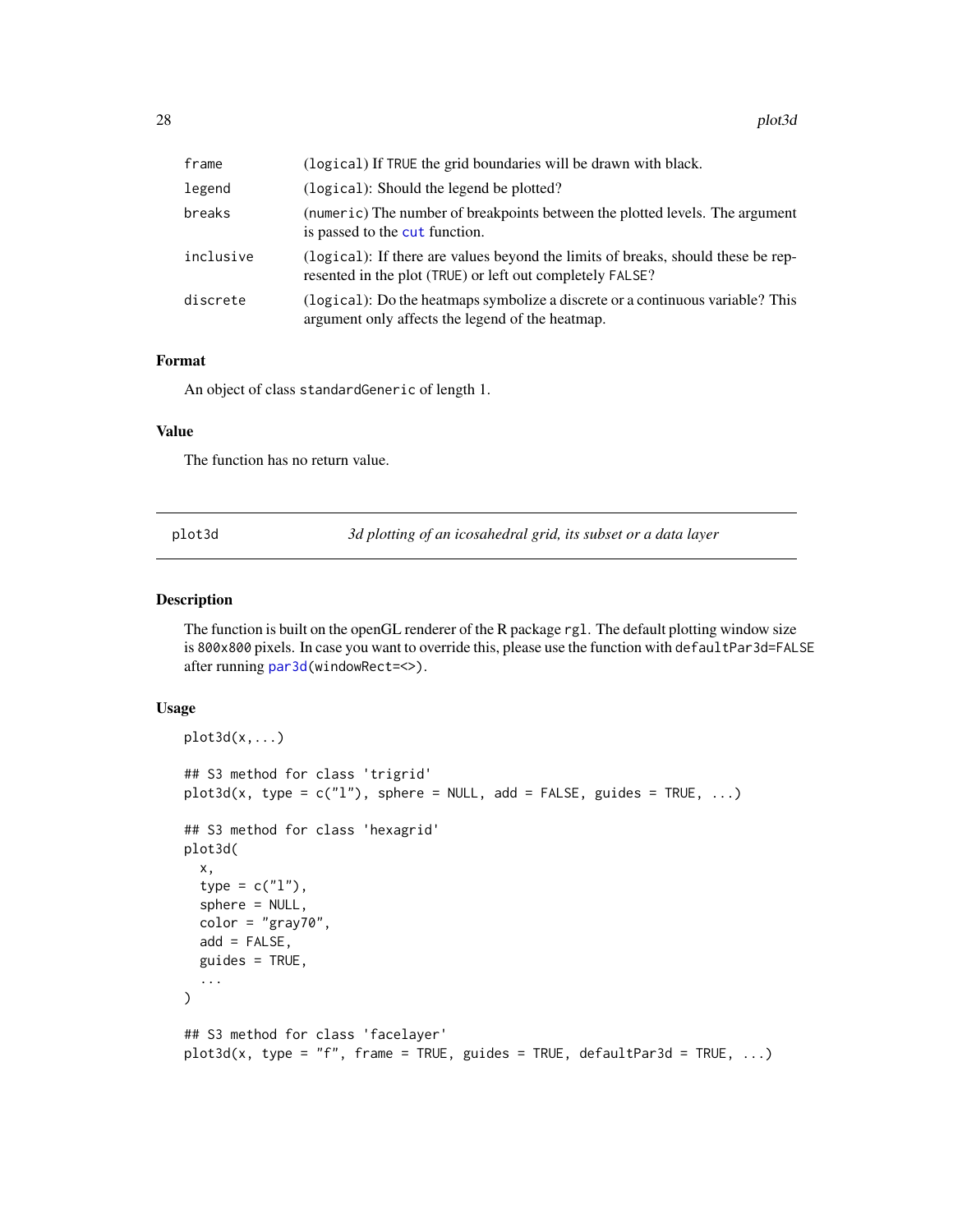| | |
|---|---|
| frame | (logical) If TRUE the grid boundaries will be drawn with black. |
| legend | (logical): Should the legend be plotted? |
| breaks | (numeric) The number of breakpoints between the plotted levels. The argument is passed to the cut function. |
| inclusive | (logical): If there are values beyond the limits of breaks, should these be represented in the plot (TRUE) or left out completely FALSE? |
| discrete | (logical): Do the heatmaps symbolize a discrete or a continuous variable? This argument only affects the legend of the heatmap. |

### Format

An object of class standardGeneric of length 1.

### Value

The function has no return value.

---

## plot3d — *3d plotting of an icosahedral grid, its subset or a data layer*

### Description

The function is built on the openGL renderer of the R package rgl. The default plotting window size is 800x800 pixels. In case you want to override this, please use the function with defaultPar3d=FALSE after running par3d(windowRect=<>).

### Usage

```
plot3d(x,...)

## S3 method for class 'trigrid'
plot3d(x, type = c("l"), sphere = NULL, add = FALSE, guides = TRUE, ...)

## S3 method for class 'hexagrid'
plot3d(
  x,
  type = c("l"),
  sphere = NULL,
  color = "gray70",
  add = FALSE,
  guides = TRUE,
  ...
)

## S3 method for class 'facelayer'
plot3d(x, type = "f", frame = TRUE, guides = TRUE, defaultPar3d = TRUE, ...)
```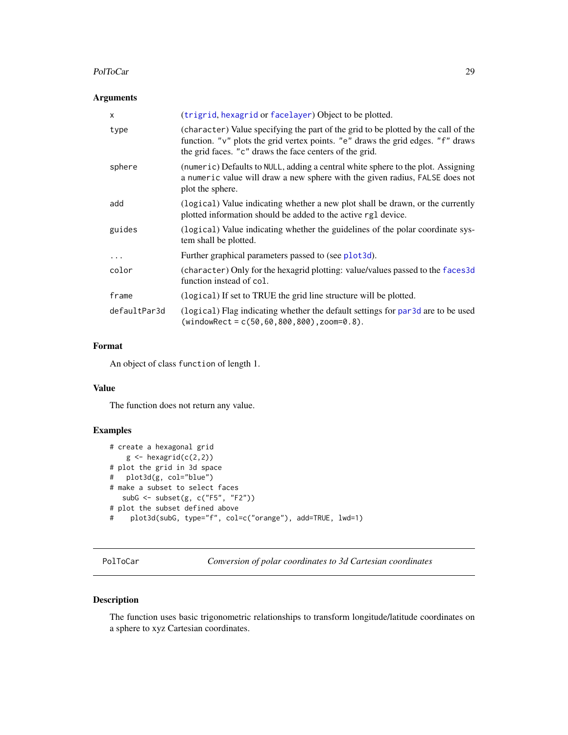### Arguments

| | |
|---|---|
| x | (trigrid, hexagrid or facelayer) Object to be plotted. |
| type | (character) Value specifying the part of the grid to be plotted by the call of the function. "v" plots the grid vertex points. "e" draws the grid edges. "f" draws the grid faces. "c" draws the face centers of the grid. |
| sphere | (numeric) Defaults to NULL, adding a central white sphere to the plot. Assigning a numeric value will draw a new sphere with the given radius, FALSE does not plot the sphere. |
| add | (logical) Value indicating whether a new plot shall be drawn, or the currently plotted information should be added to the active rgl device. |
| guides | (logical) Value indicating whether the guidelines of the polar coordinate system shall be plotted. |
| ... | Further graphical parameters passed to (see plot3d). |
| color | (character) Only for the hexagrid plotting: value/values passed to the faces3d function instead of col. |
| frame | (logical) If set to TRUE the grid line structure will be plotted. |
| defaultPar3d | (logical) Flag indicating whether the default settings for par3d are to be used (windowRect = c(50,60,800,800),zoom=0.8). |

### Format

An object of class function of length 1.

### Value

The function does not return any value.

### Examples

```
# create a hexagonal grid
    g <- hexagrid(c(2,2))
# plot the grid in 3d space
#   plot3d(g, col="blue")
# make a subset to select faces
   subG <- subset(g, c("F5", "F2"))
# plot the subset defined above
#    plot3d(subG, type="f", col=c("orange"), add=TRUE, lwd=1)
```

---

## PolToCar — *Conversion of polar coordinates to 3d Cartesian coordinates*

### Description

The function uses basic trigonometric relationships to transform longitude/latitude coordinates on a sphere to xyz Cartesian coordinates.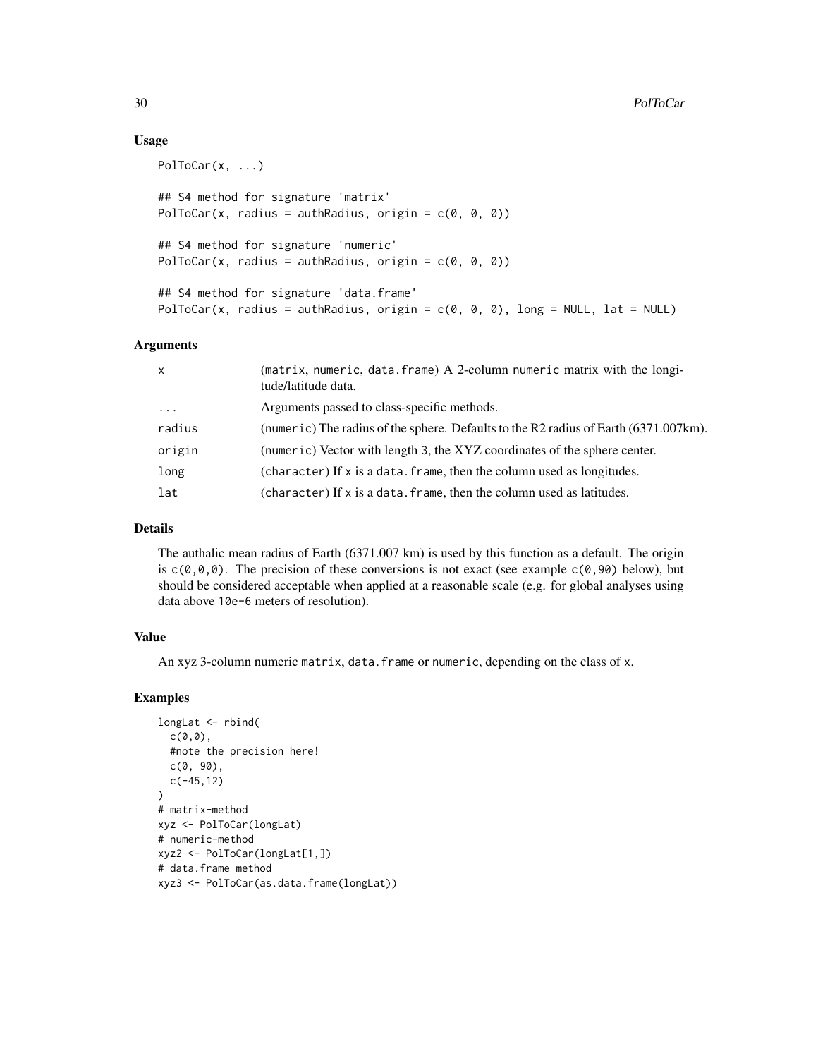## Usage

```
PolToCar(x, ...)

## S4 method for signature 'matrix'
PolToCar(x, radius = authRadius, origin = c(0, 0, 0))

## S4 method for signature 'numeric'
PolToCar(x, radius = authRadius, origin = c(0, 0, 0))

## S4 method for signature 'data.frame'
PolToCar(x, radius = authRadius, origin = c(0, 0, 0), long = NULL, lat = NULL)
```

## Arguments

| | |
|---|---|
| x | (matrix, numeric, data.frame) A 2-column numeric matrix with the longitude/latitude data. |
| ... | Arguments passed to class-specific methods. |
| radius | (numeric) The radius of the sphere. Defaults to the R2 radius of Earth (6371.007km). |
| origin | (numeric) Vector with length 3, the XYZ coordinates of the sphere center. |
| long | (character) If x is a data.frame, then the column used as longitudes. |
| lat | (character) If x is a data.frame, then the column used as latitudes. |

## Details

The authalic mean radius of Earth (6371.007 km) is used by this function as a default. The origin is c(0,0,0). The precision of these conversions is not exact (see example c(0,90) below), but should be considered acceptable when applied at a reasonable scale (e.g. for global analyses using data above 10e-6 meters of resolution).

## Value

An xyz 3-column numeric matrix, data.frame or numeric, depending on the class of x.

## Examples

```
longLat <- rbind(
  c(0,0),
  #note the precision here!
  c(0, 90),
  c(-45,12)
)
# matrix-method
xyz <- PolToCar(longLat)
# numeric-method
xyz2 <- PolToCar(longLat[1,])
# data.frame method
xyz3 <- PolToCar(as.data.frame(longLat))
```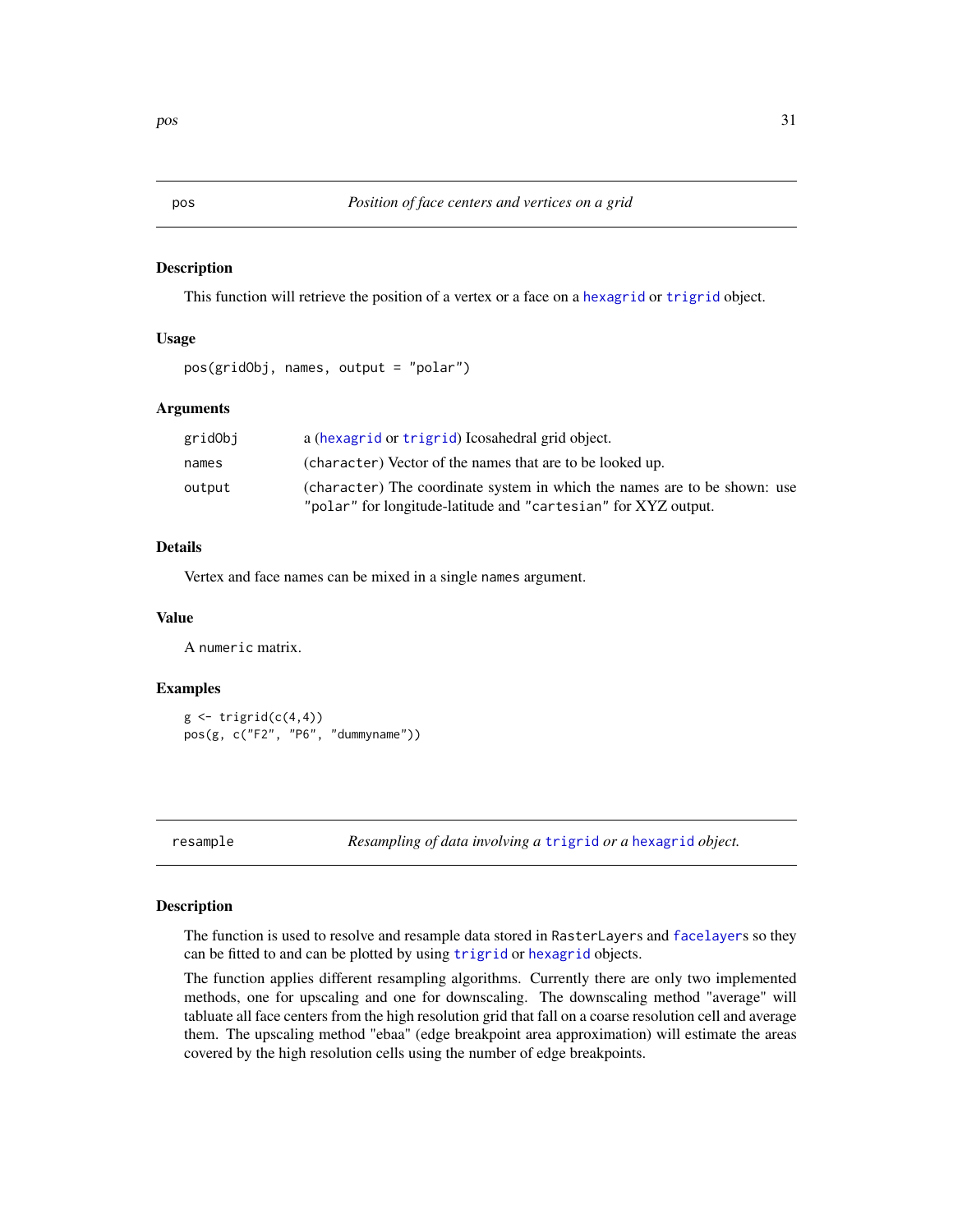## pos — *Position of face centers and vertices on a grid*

### Description

This function will retrieve the position of a vertex or a face on a hexagrid or trigrid object.

### Usage

```
pos(gridObj, names, output = "polar")
```

### Arguments

| | |
|---|---|
| gridObj | a (hexagrid or trigrid) Icosahedral grid object. |
| names | (character) Vector of the names that are to be looked up. |
| output | (character) The coordinate system in which the names are to be shown: use "polar" for longitude-latitude and "cartesian" for XYZ output. |

### Details

Vertex and face names can be mixed in a single names argument.

### Value

A numeric matrix.

### Examples

```
g <- trigrid(c(4,4))
pos(g, c("F2", "P6", "dummyname"))
```

## resample — *Resampling of data involving a trigrid or a hexagrid object.*

### Description

The function is used to resolve and resample data stored in RasterLayers and facelayers so they can be fitted to and can be plotted by using trigrid or hexagrid objects.

The function applies different resampling algorithms. Currently there are only two implemented methods, one for upscaling and one for downscaling. The downscaling method "average" will tabluate all face centers from the high resolution grid that fall on a coarse resolution cell and average them. The upscaling method "ebaa" (edge breakpoint area approximation) will estimate the areas covered by the high resolution cells using the number of edge breakpoints.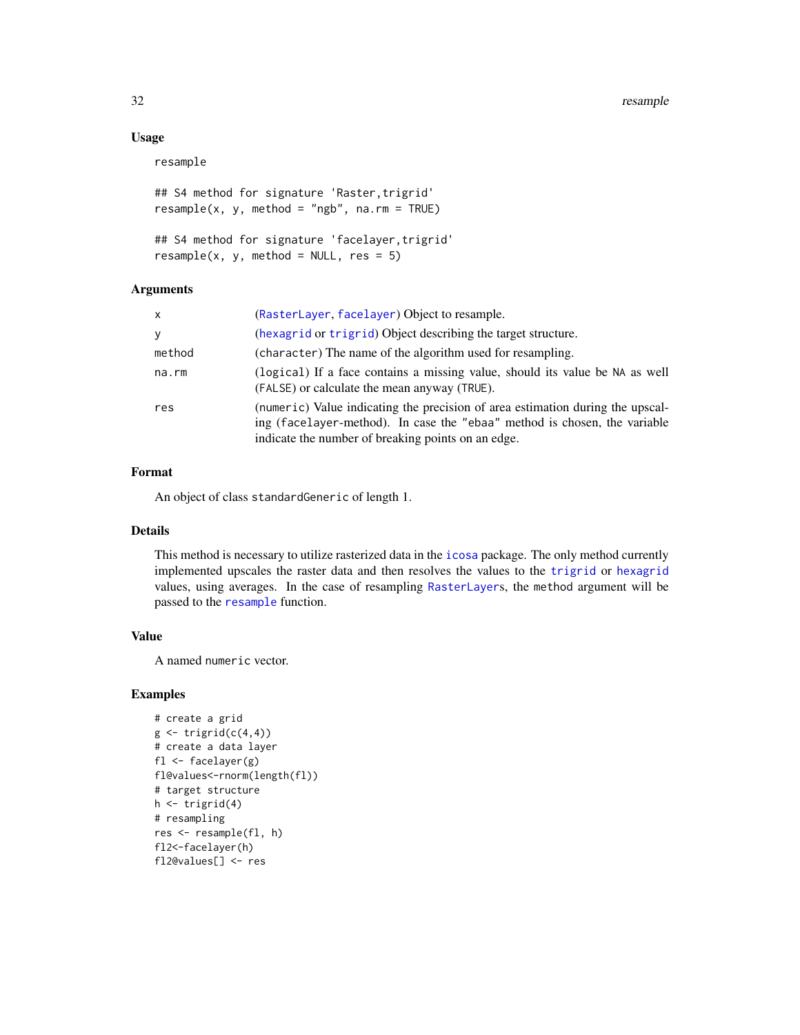## Usage

```
resample

## S4 method for signature 'Raster,trigrid'
resample(x, y, method = "ngb", na.rm = TRUE)

## S4 method for signature 'facelayer,trigrid'
resample(x, y, method = NULL, res = 5)
```

## Arguments

| | |
|---|---|
| x | (RasterLayer, facelayer) Object to resample. |
| y | (hexagrid or trigrid) Object describing the target structure. |
| method | (character) The name of the algorithm used for resampling. |
| na.rm | (logical) If a face contains a missing value, should its value be NA as well (FALSE) or calculate the mean anyway (TRUE). |
| res | (numeric) Value indicating the precision of area estimation during the upscaling (facelayer-method). In case the "ebaa" method is chosen, the variable indicate the number of breaking points on an edge. |

## Format

An object of class standardGeneric of length 1.

## Details

This method is necessary to utilize rasterized data in the icosa package. The only method currently implemented upscales the raster data and then resolves the values to the trigrid or hexagrid values, using averages. In the case of resampling RasterLayers, the method argument will be passed to the resample function.

## Value

A named numeric vector.

## Examples

```
# create a grid
g <- trigrid(c(4,4))
# create a data layer
fl <- facelayer(g)
fl@values<-rnorm(length(fl))
# target structure
h <- trigrid(4)
# resampling
res <- resample(fl, h)
fl2<-facelayer(h)
fl2@values[] <- res
```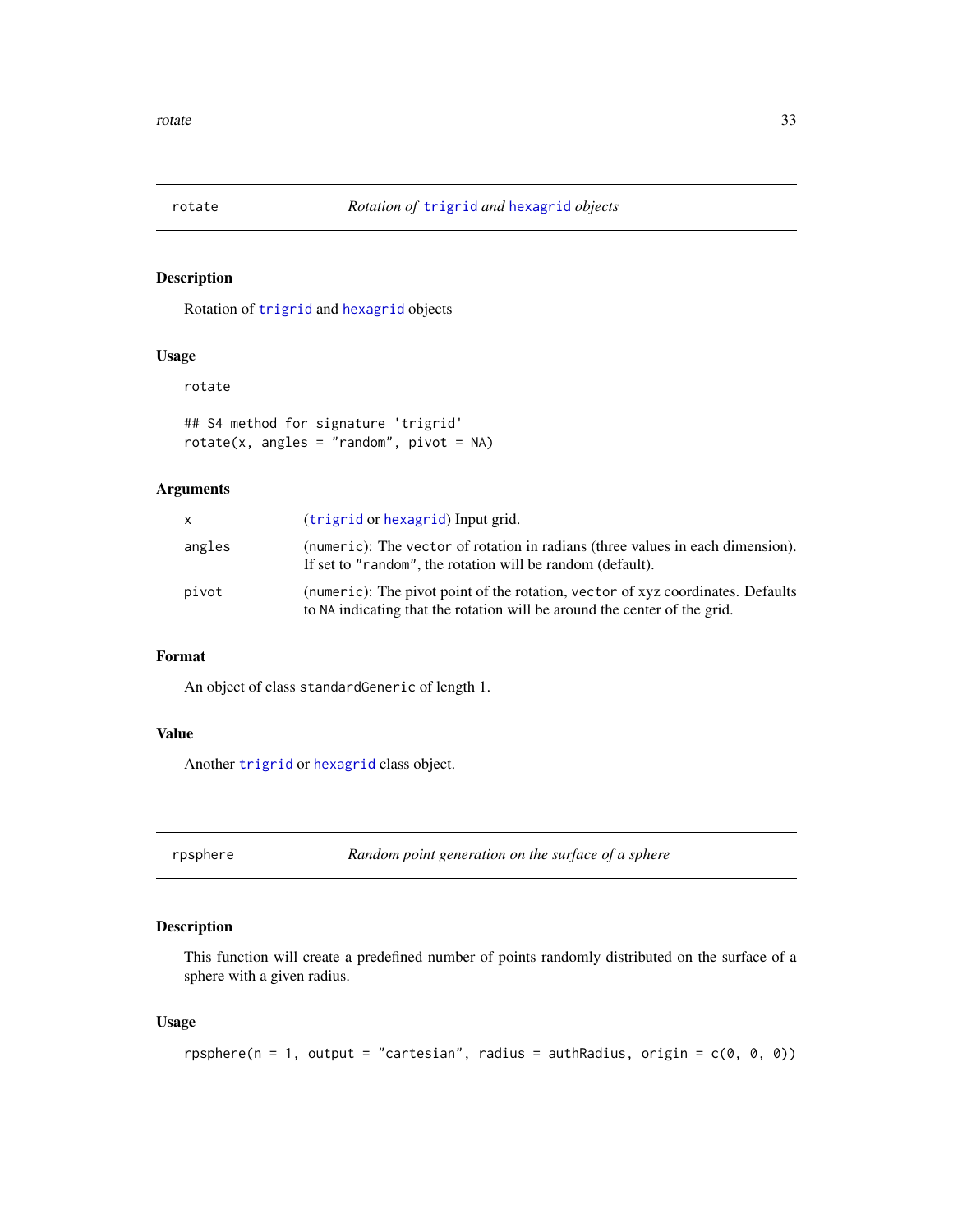## rotate — *Rotation of trigrid and hexagrid objects*

### Description

Rotation of `trigrid` and `hexagrid` objects

### Usage

```
rotate

## S4 method for signature 'trigrid'
rotate(x, angles = "random", pivot = NA)
```

### Arguments

| | |
|---|---|
| `x` | (`trigrid` or `hexagrid`) Input grid. |
| `angles` | (`numeric`): The `vector` of rotation in radians (three values in each dimension). If set to `"random"`, the rotation will be random (default). |
| `pivot` | (`numeric`): The pivot point of the rotation, `vector` of xyz coordinates. Defaults to `NA` indicating that the rotation will be around the center of the grid. |

### Format

An object of class `standardGeneric` of length 1.

### Value

Another `trigrid` or `hexagrid` class object.

## rpsphere — *Random point generation on the surface of a sphere*

### Description

This function will create a predefined number of points randomly distributed on the surface of a sphere with a given radius.

### Usage

```
rpsphere(n = 1, output = "cartesian", radius = authRadius, origin = c(0, 0, 0))
```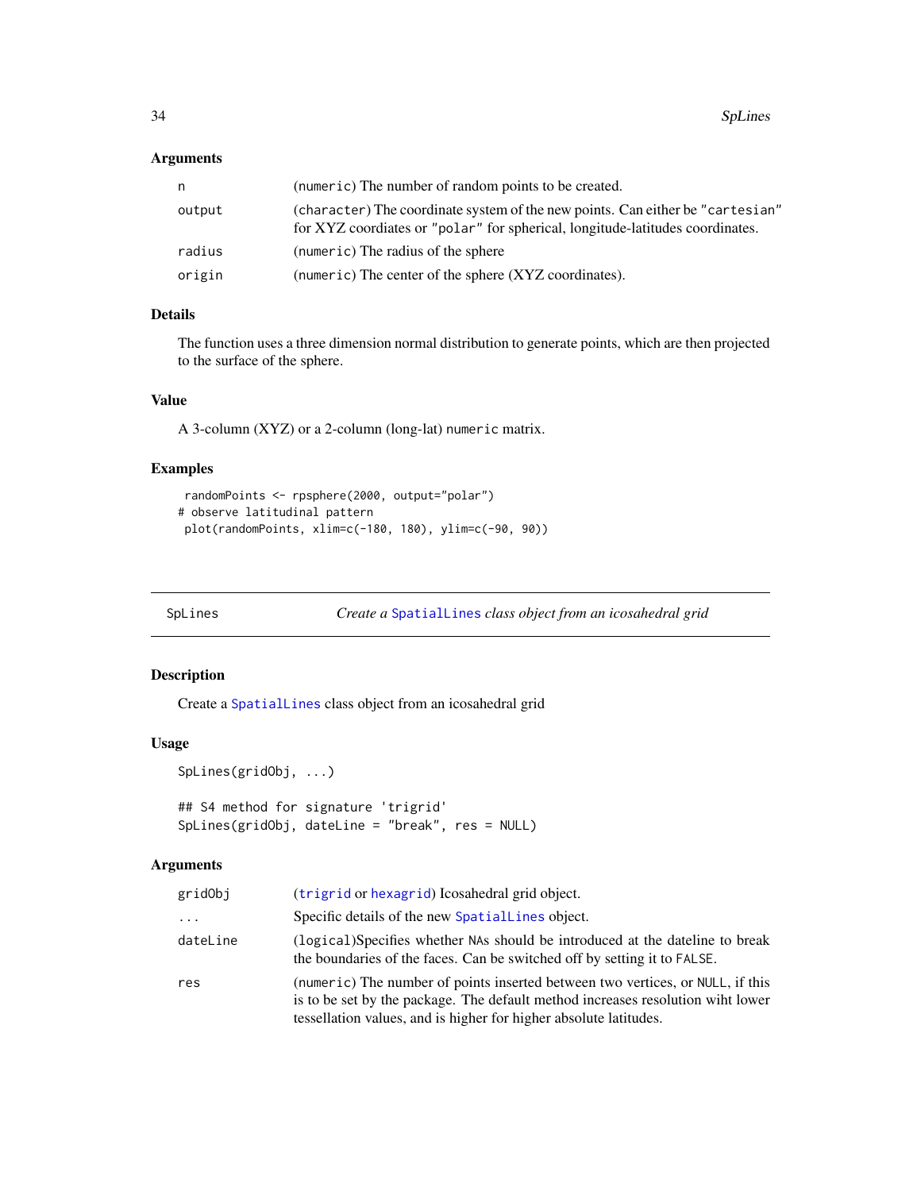### Arguments

| | |
|---|---|
| `n` | (`numeric`) The number of random points to be created. |
| `output` | (`character`) The coordinate system of the new points. Can either be `"cartesian"` for XYZ coordiates or `"polar"` for spherical, longitude-latitudes coordinates. |
| `radius` | (`numeric`) The radius of the sphere |
| `origin` | (`numeric`) The center of the sphere (XYZ coordinates). |

### Details

The function uses a three dimension normal distribution to generate points, which are then projected to the surface of the sphere.

### Value

A 3-column (XYZ) or a 2-column (long-lat) `numeric` matrix.

### Examples

```
 randomPoints <- rpsphere(2000, output="polar")
# observe latitudinal pattern
 plot(randomPoints, xlim=c(-180, 180), ylim=c(-90, 90))
```

---

## SpLines — *Create a* `SpatialLines` *class object from an icosahedral grid*

---

### Description

Create a `SpatialLines` class object from an icosahedral grid

### Usage

```
SpLines(gridObj, ...)

## S4 method for signature 'trigrid'
SpLines(gridObj, dateLine = "break", res = NULL)
```

### Arguments

| | |
|---|---|
| `gridObj` | (`trigrid` or `hexagrid`) Icosahedral grid object. |
| `...` | Specific details of the new `SpatialLines` object. |
| `dateLine` | (`logical`)Specifies whether `NA`s should be introduced at the dateline to break the boundaries of the faces. Can be switched off by setting it to `FALSE`. |
| `res` | (`numeric`) The number of points inserted between two vertices, or `NULL`, if this is to be set by the package. The default method increases resolution wiht lower tessellation values, and is higher for higher absolute latitudes. |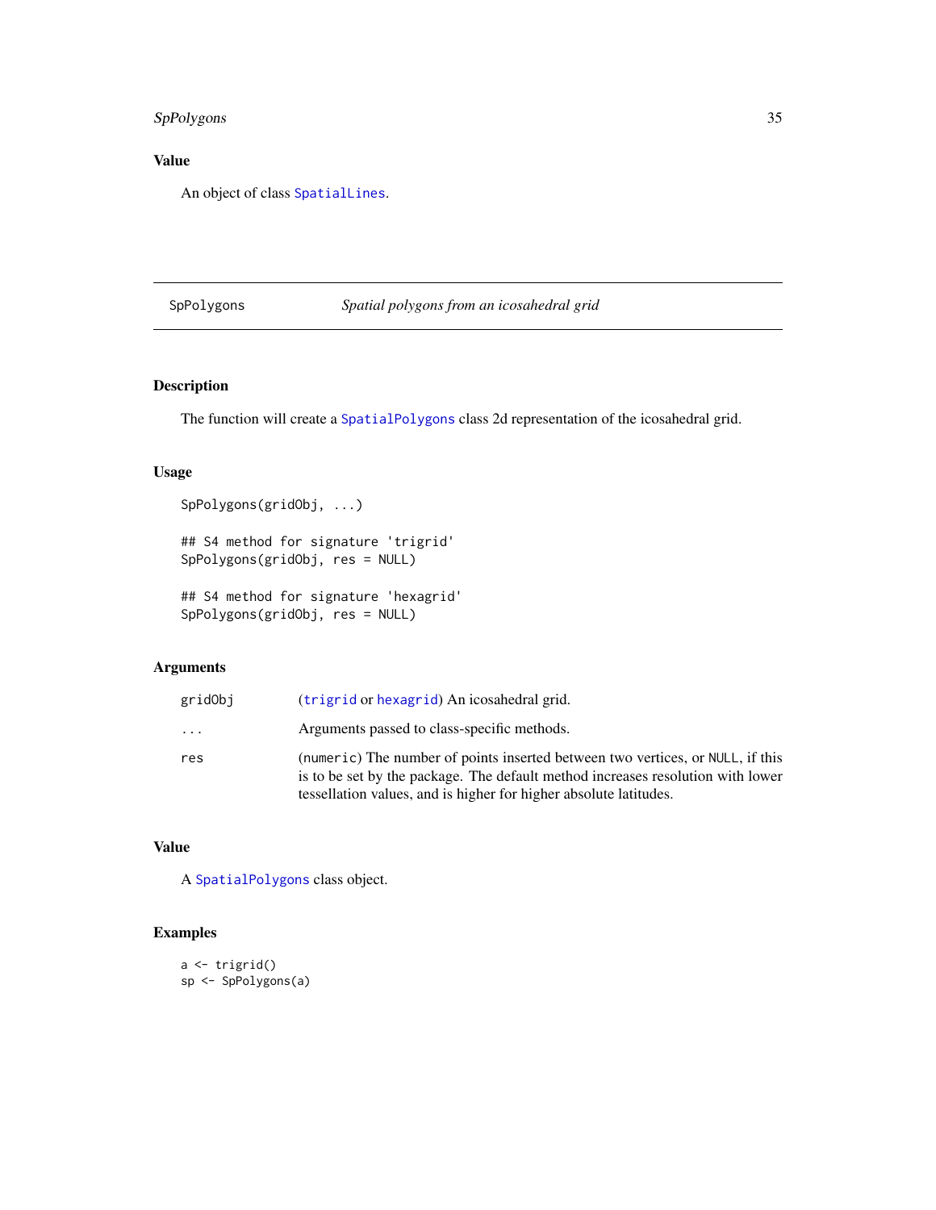## Value

An object of class `SpatialLines`.

---

# SpPolygons — *Spatial polygons from an icosahedral grid*

---

## Description

The function will create a `SpatialPolygons` class 2d representation of the icosahedral grid.

## Usage

```
SpPolygons(gridObj, ...)

## S4 method for signature 'trigrid'
SpPolygons(gridObj, res = NULL)

## S4 method for signature 'hexagrid'
SpPolygons(gridObj, res = NULL)
```

## Arguments

| | |
|---|---|
| `gridObj` | (`trigrid` or `hexagrid`) An icosahedral grid. |
| `...` | Arguments passed to class-specific methods. |
| `res` | (`numeric`) The number of points inserted between two vertices, or `NULL`, if this is to be set by the package. The default method increases resolution with lower tessellation values, and is higher for higher absolute latitudes. |

## Value

A `SpatialPolygons` class object.

## Examples

```
a <- trigrid()
sp <- SpPolygons(a)
```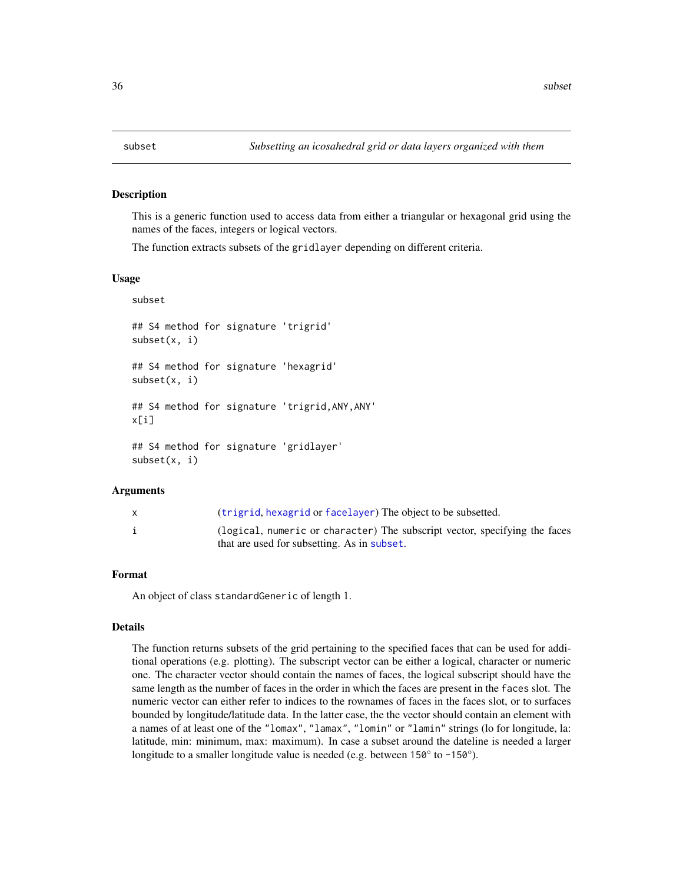# subset — *Subsetting an icosahedral grid or data layers organized with them*

## Description

This is a generic function used to access data from either a triangular or hexagonal grid using the names of the faces, integers or logical vectors.

The function extracts subsets of the `gridlayer` depending on different criteria.

## Usage

```
subset

## S4 method for signature 'trigrid'
subset(x, i)

## S4 method for signature 'hexagrid'
subset(x, i)

## S4 method for signature 'trigrid,ANY,ANY'
x[i]

## S4 method for signature 'gridlayer'
subset(x, i)
```

## Arguments

| | |
|---|---|
| x | (`trigrid`, `hexagrid` or `facelayer`) The object to be subsetted. |
| i | (`logical`, `numeric` or `character`) The subscript vector, specifying the faces that are used for subsetting. As in `subset`. |

## Format

An object of class `standardGeneric` of length 1.

## Details

The function returns subsets of the grid pertaining to the specified faces that can be used for additional operations (e.g. plotting). The subscript vector can be either a logical, character or numeric one. The character vector should contain the names of faces, the logical subscript should have the same length as the number of faces in the order in which the faces are present in the `faces` slot. The numeric vector can either refer to indices to the rownames of faces in the faces slot, or to surfaces bounded by longitude/latitude data. In the latter case, the the vector should contain an element with a names of at least one of the `"lomax"`, `"lamax"`, `"lomin"` or `"lamin"` strings (lo for longitude, la: latitude, min: minimum, max: maximum). In case a subset around the dateline is needed a larger longitude to a smaller longitude value is needed (e.g. between `150°` to `-150°`).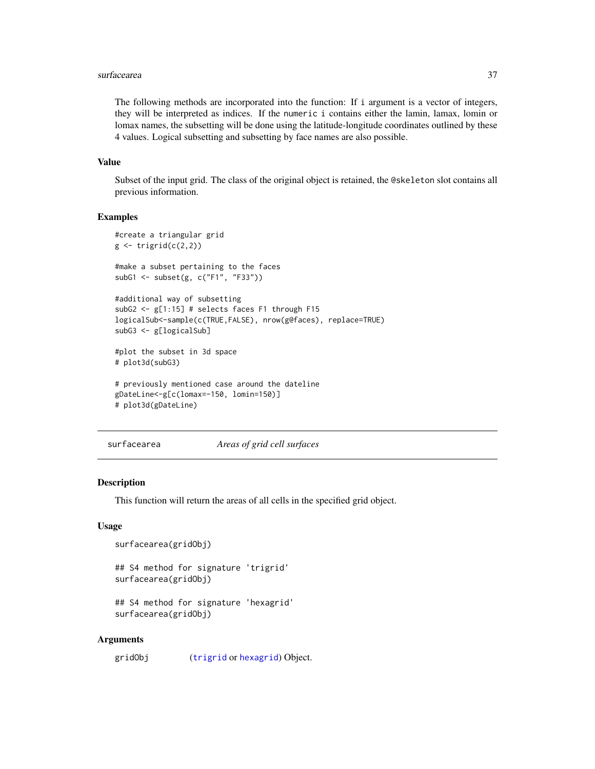The following methods are incorporated into the function: If `i` argument is a vector of integers, they will be interpreted as indices. If the `numeric i` contains either the lamin, lamax, lomin or lomax names, the subsetting will be done using the latitude-longitude coordinates outlined by these 4 values. Logical subsetting and subsetting by face names are also possible.

### Value

Subset of the input grid. The class of the original object is retained, the `@skeleton` slot contains all previous information.

### Examples

```
#create a triangular grid
g <- trigrid(c(2,2))

#make a subset pertaining to the faces
subG1 <- subset(g, c("F1", "F33"))

#additional way of subsetting
subG2 <- g[1:15] # selects faces F1 through F15
logicalSub<-sample(c(TRUE,FALSE), nrow(g@faces), replace=TRUE)
subG3 <- g[logicalSub]

#plot the subset in 3d space
# plot3d(subG3)

# previously mentioned case around the dateline
gDateLine<-g[c(lomax=-150, lomin=150)]
# plot3d(gDateLine)
```

---

## surfacearea — *Areas of grid cell surfaces*

### Description

This function will return the areas of all cells in the specified grid object.

### Usage

```
surfacearea(gridObj)

## S4 method for signature 'trigrid'
surfacearea(gridObj)

## S4 method for signature 'hexagrid'
surfacearea(gridObj)
```

### Arguments

| | |
|---|---|
| `gridObj` | (`trigrid` or `hexagrid`) Object. |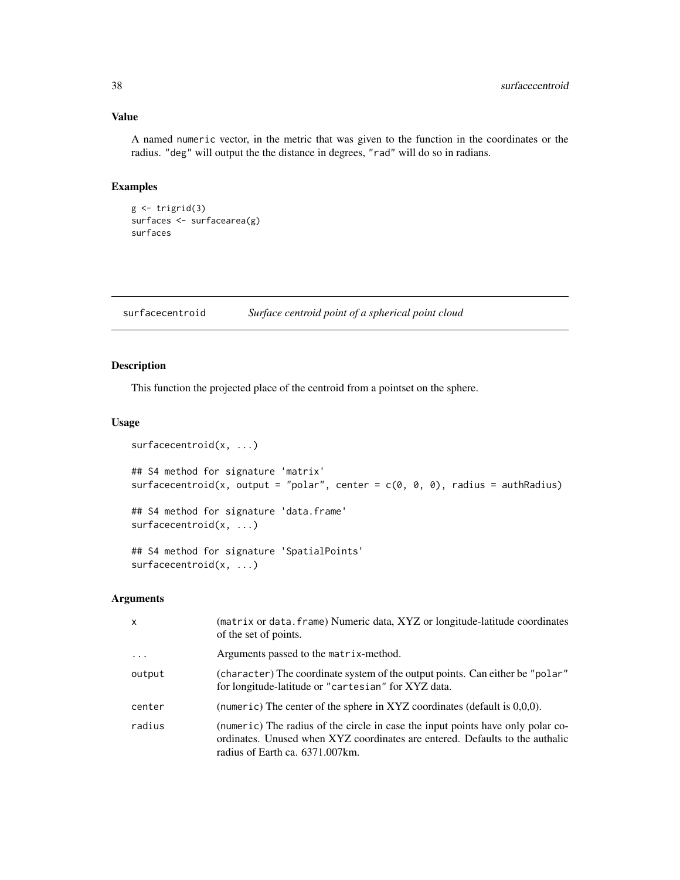### Value

A named numeric vector, in the metric that was given to the function in the coordinates or the radius. "deg" will output the the distance in degrees, "rad" will do so in radians.

### Examples

```
g <- trigrid(3)
surfaces <- surfacearea(g)
surfaces
```

---

## surfacecentroid *Surface centroid point of a spherical point cloud*

---

### Description

This function the projected place of the centroid from a pointset on the sphere.

### Usage

```
surfacecentroid(x, ...)

## S4 method for signature 'matrix'
surfacecentroid(x, output = "polar", center = c(0, 0, 0), radius = authRadius)

## S4 method for signature 'data.frame'
surfacecentroid(x, ...)

## S4 method for signature 'SpatialPoints'
surfacecentroid(x, ...)
```

### Arguments

| | |
|---|---|
| x | (matrix or data.frame) Numeric data, XYZ or longitude-latitude coordinates of the set of points. |
| ... | Arguments passed to the matrix-method. |
| output | (character) The coordinate system of the output points. Can either be "polar" for longitude-latitude or "cartesian" for XYZ data. |
| center | (numeric) The center of the sphere in XYZ coordinates (default is 0,0,0). |
| radius | (numeric) The radius of the circle in case the input points have only polar coordinates. Unused when XYZ coordinates are entered. Defaults to the authalic radius of Earth ca. 6371.007km. |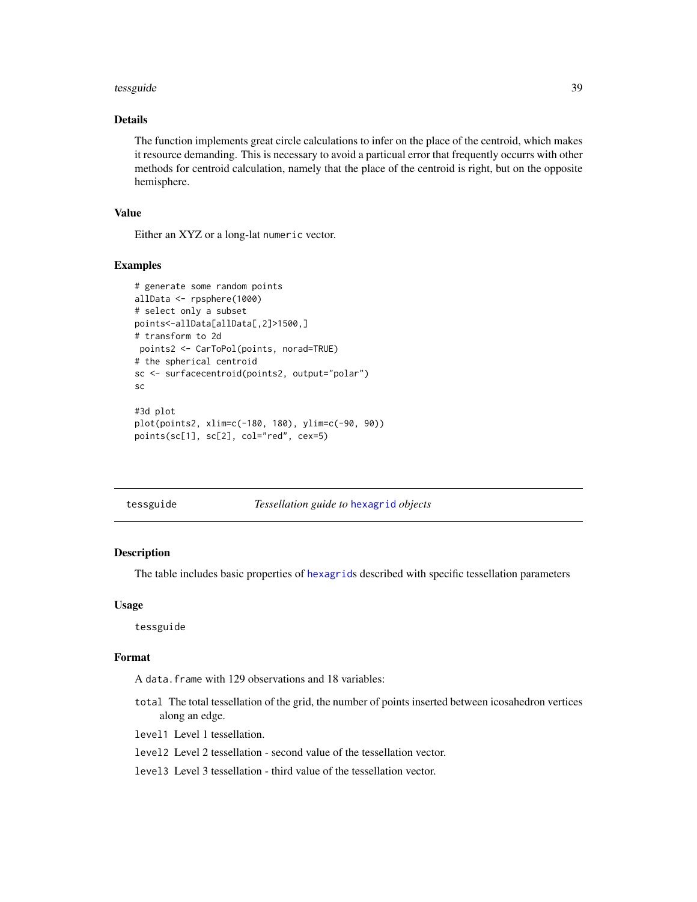## Details

The function implements great circle calculations to infer on the place of the centroid, which makes it resource demanding. This is necessary to avoid a particual error that frequently occurrs with other methods for centroid calculation, namely that the place of the centroid is right, but on the opposite hemisphere.

## Value

Either an XYZ or a long-lat `numeric` vector.

## Examples

```
# generate some random points
allData <- rpsphere(1000)
# select only a subset
points<-allData[allData[,2]>1500,]
# transform to 2d
 points2 <- CarToPol(points, norad=TRUE)
# the spherical centroid
sc <- surfacecentroid(points2, output="polar")
sc

#3d plot
plot(points2, xlim=c(-180, 180), ylim=c(-90, 90))
points(sc[1], sc[2], col="red", cex=5)
```

---

# tessguide    *Tessellation guide to* `hexagrid` *objects*

## Description

The table includes basic properties of `hexagrid`s described with specific tessellation parameters

## Usage

```
tessguide
```

## Format

A `data.frame` with 129 observations and 18 variables:

- `total` The total tessellation of the grid, the number of points inserted between icosahedron vertices along an edge.
- `level1` Level 1 tessellation.
- `level2` Level 2 tessellation - second value of the tessellation vector.
- `level3` Level 3 tessellation - third value of the tessellation vector.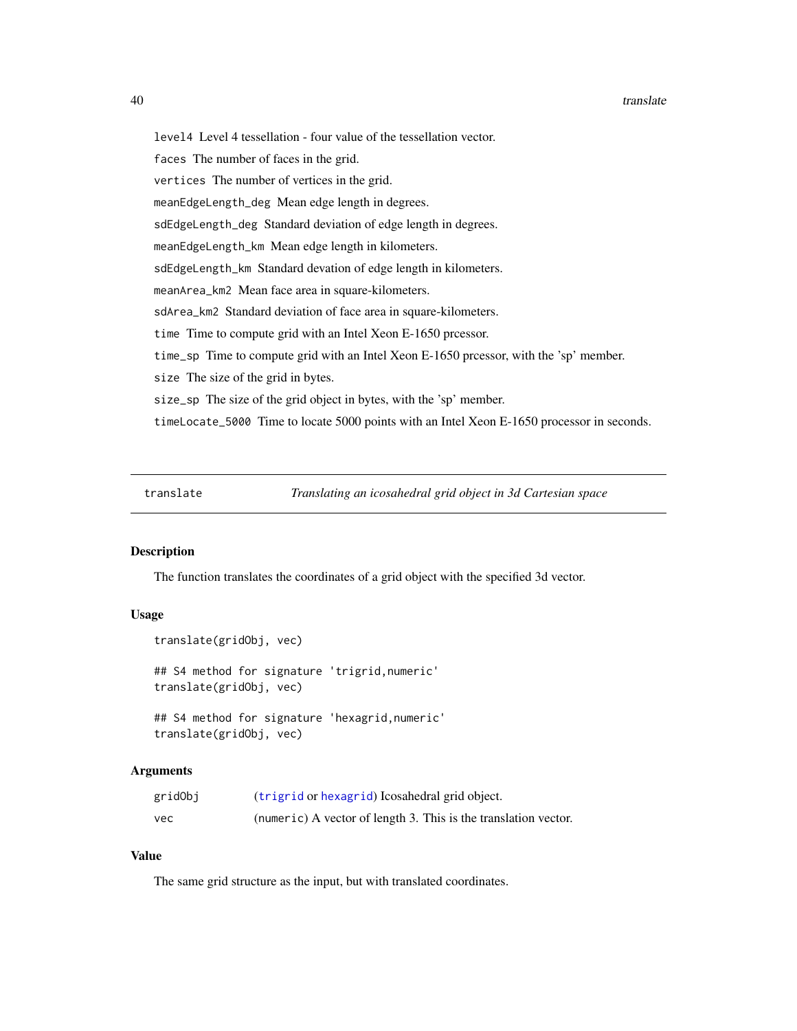`level4` Level 4 tessellation - four value of the tessellation vector.

`faces` The number of faces in the grid.

`vertices` The number of vertices in the grid.

`meanEdgeLength_deg` Mean edge length in degrees.

`sdEdgeLength_deg` Standard deviation of edge length in degrees.

`meanEdgeLength_km` Mean edge length in kilometers.

`sdEdgeLength_km` Standard devation of edge length in kilometers.

`meanArea_km2` Mean face area in square-kilometers.

`sdArea_km2` Standard deviation of face area in square-kilometers.

`time` Time to compute grid with an Intel Xeon E-1650 prcessor.

`time_sp` Time to compute grid with an Intel Xeon E-1650 prcessor, with the 'sp' member.

`size` The size of the grid in bytes.

`size_sp` The size of the grid object in bytes, with the 'sp' member.

`timeLocate_5000` Time to locate 5000 points with an Intel Xeon E-1650 processor in seconds.

---

## translate — *Translating an icosahedral grid object in 3d Cartesian space*

### Description

The function translates the coordinates of a grid object with the specified 3d vector.

### Usage

```
translate(gridObj, vec)

## S4 method for signature 'trigrid,numeric'
translate(gridObj, vec)

## S4 method for signature 'hexagrid,numeric'
translate(gridObj, vec)
```

### Arguments

| | |
|---|---|
| `gridObj` | (`trigrid` or `hexagrid`) Icosahedral grid object. |
| `vec` | (`numeric`) A vector of length 3. This is the translation vector. |

### Value

The same grid structure as the input, but with translated coordinates.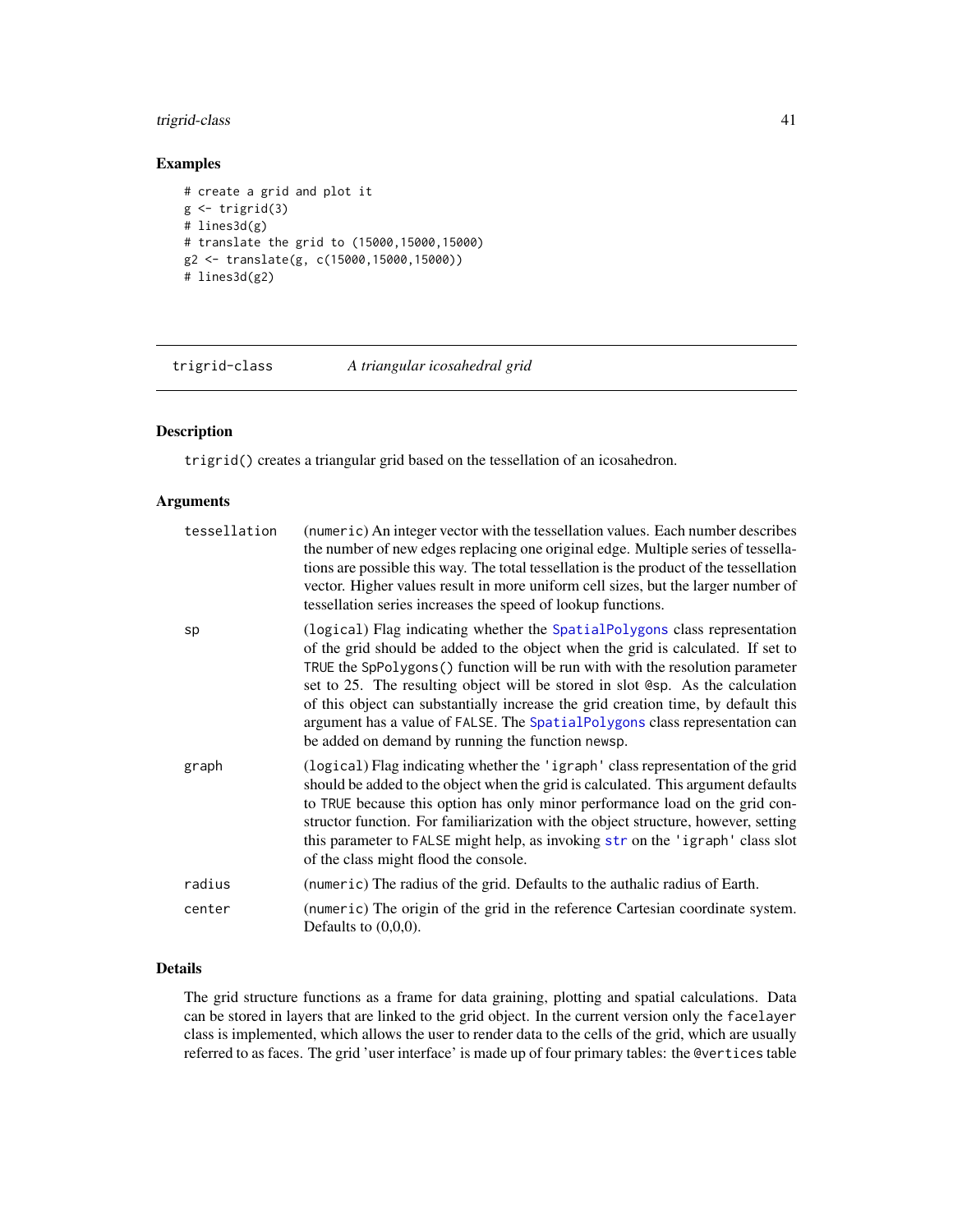## Examples

```
# create a grid and plot it
g <- trigrid(3)
# lines3d(g)
# translate the grid to (15000,15000,15000)
g2 <- translate(g, c(15000,15000,15000))
# lines3d(g2)
```

---

## trigrid-class *A triangular icosahedral grid*

---

### Description

`trigrid()` creates a triangular grid based on the tessellation of an icosahedron.

### Arguments

| | |
|---|---|
| `tessellation` | (`numeric`) An integer vector with the tessellation values. Each number describes the number of new edges replacing one original edge. Multiple series of tessellations are possible this way. The total tessellation is the product of the tessellation vector. Higher values result in more uniform cell sizes, but the larger number of tessellation series increases the speed of lookup functions. |
| `sp` | (`logical`) Flag indicating whether the `SpatialPolygons` class representation of the grid should be added to the object when the grid is calculated. If set to `TRUE` the `SpPolygons()` function will be run with with the resolution parameter set to 25. The resulting object will be stored in slot `@sp`. As the calculation of this object can substantially increase the grid creation time, by default this argument has a value of `FALSE`. The `SpatialPolygons` class representation can be added on demand by running the function `newsp`. |
| `graph` | (`logical`) Flag indicating whether the `'igraph'` class representation of the grid should be added to the object when the grid is calculated. This argument defaults to `TRUE` because this option has only minor performance load on the grid constructor function. For familiarization with the object structure, however, setting this parameter to `FALSE` might help, as invoking `str` on the `'igraph'` class slot of the class might flood the console. |
| `radius` | (`numeric`) The radius of the grid. Defaults to the authalic radius of Earth. |
| `center` | (`numeric`) The origin of the grid in the reference Cartesian coordinate system. Defaults to (0,0,0). |

### Details

The grid structure functions as a frame for data graining, plotting and spatial calculations. Data can be stored in layers that are linked to the grid object. In the current version only the `facelayer` class is implemented, which allows the user to render data to the cells of the grid, which are usually referred to as faces. The grid 'user interface' is made up of four primary tables: the `@vertices` table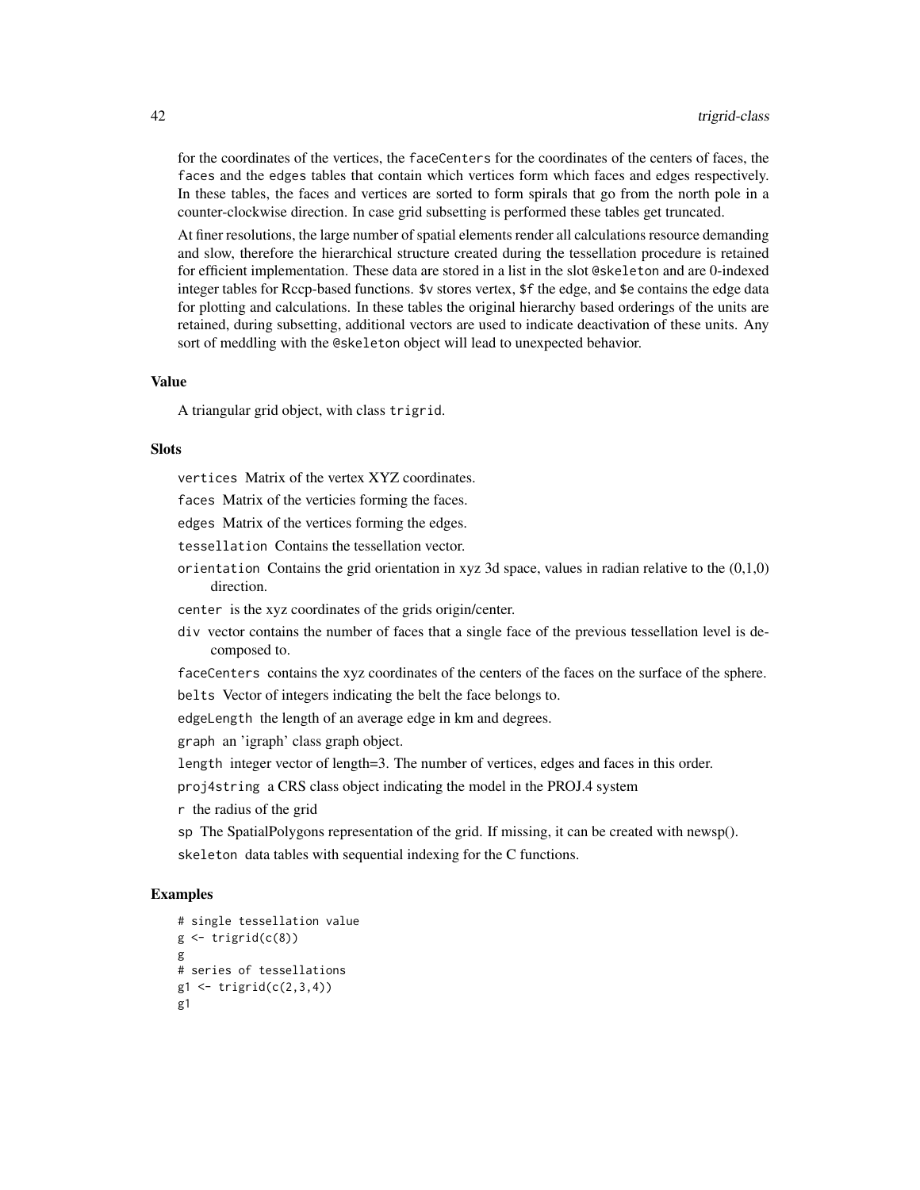for the coordinates of the vertices, the faceCenters for the coordinates of the centers of faces, the faces and the edges tables that contain which vertices form which faces and edges respectively. In these tables, the faces and vertices are sorted to form spirals that go from the north pole in a counter-clockwise direction. In case grid subsetting is performed these tables get truncated.

At finer resolutions, the large number of spatial elements render all calculations resource demanding and slow, therefore the hierarchical structure created during the tessellation procedure is retained for efficient implementation. These data are stored in a list in the slot @skeleton and are 0-indexed integer tables for Rccp-based functions. $v stores vertex, $f the edge, and $e contains the edge data for plotting and calculations. In these tables the original hierarchy based orderings of the units are retained, during subsetting, additional vectors are used to indicate deactivation of these units. Any sort of meddling with the @skeleton object will lead to unexpected behavior.

### Value

A triangular grid object, with class trigrid.

### Slots

vertices Matrix of the vertex XYZ coordinates.

faces Matrix of the verticies forming the faces.

edges Matrix of the vertices forming the edges.

tessellation Contains the tessellation vector.

orientation Contains the grid orientation in xyz 3d space, values in radian relative to the (0,1,0) direction.

center is the xyz coordinates of the grids origin/center.

div vector contains the number of faces that a single face of the previous tessellation level is decomposed to.

faceCenters contains the xyz coordinates of the centers of the faces on the surface of the sphere.

belts Vector of integers indicating the belt the face belongs to.

edgeLength the length of an average edge in km and degrees.

graph an 'igraph' class graph object.

length integer vector of length=3. The number of vertices, edges and faces in this order.

proj4string a CRS class object indicating the model in the PROJ.4 system

r the radius of the grid

sp The SpatialPolygons representation of the grid. If missing, it can be created with newsp().

skeleton data tables with sequential indexing for the C functions.

### Examples

```
# single tessellation value
g <- trigrid(c(8))
g
# series of tessellations
g1 <- trigrid(c(2,3,4))
g1
```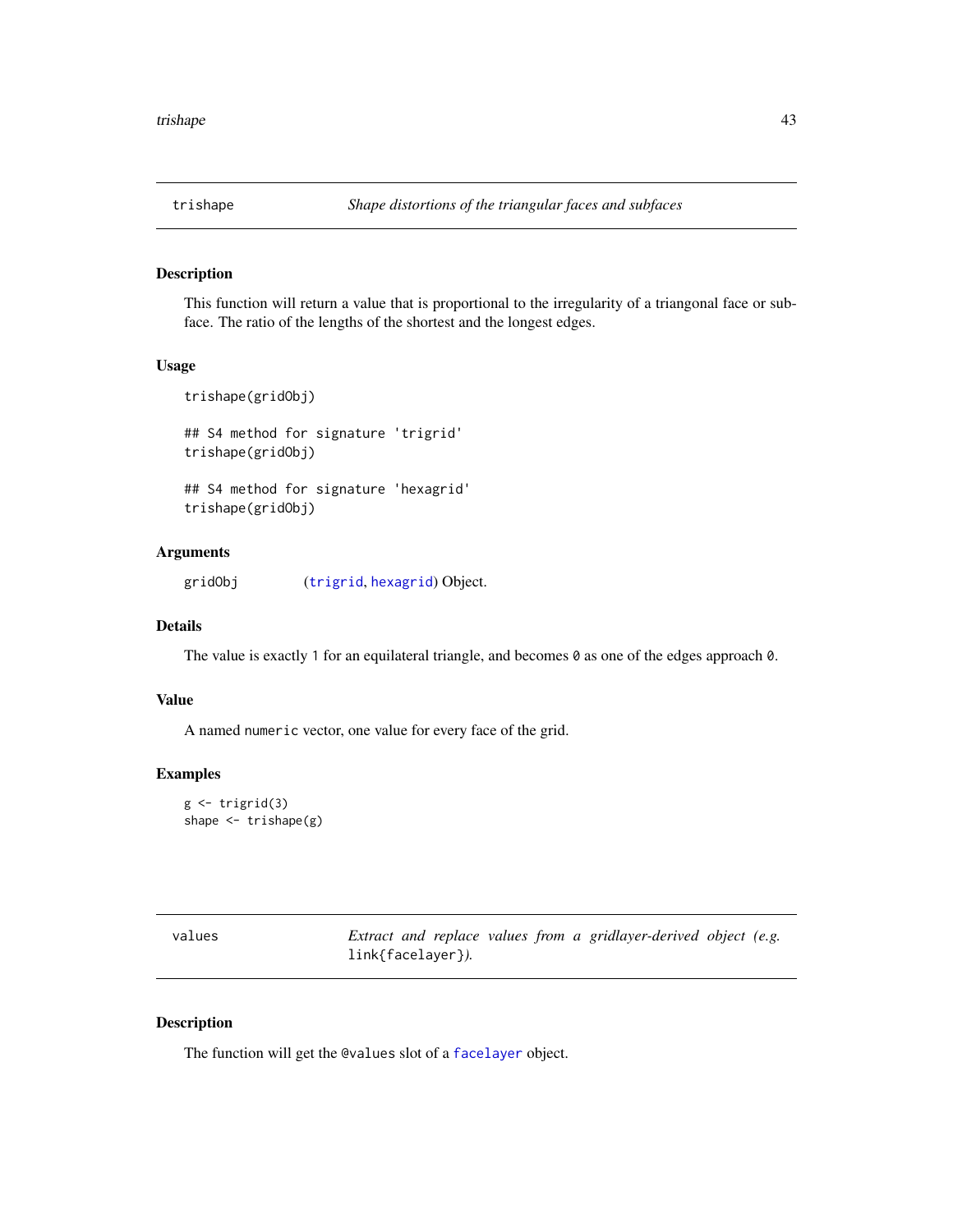## trishape — *Shape distortions of the triangular faces and subfaces*

### Description

This function will return a value that is proportional to the irregularity of a triangonal face or subface. The ratio of the lengths of the shortest and the longest edges.

### Usage

```
trishape(gridObj)

## S4 method for signature 'trigrid'
trishape(gridObj)

## S4 method for signature 'hexagrid'
trishape(gridObj)
```

### Arguments

`gridObj` (`trigrid`, `hexagrid`) Object.

### Details

The value is exactly `1` for an equilateral triangle, and becomes `0` as one of the edges approach `0`.

### Value

A named `numeric` vector, one value for every face of the grid.

### Examples

```
g <- trigrid(3)
shape <- trishape(g)
```

## values — *Extract and replace values from a gridlayer-derived object (e.g. `link{facelayer}`).*

### Description

The function will get the `@values` slot of a `facelayer` object.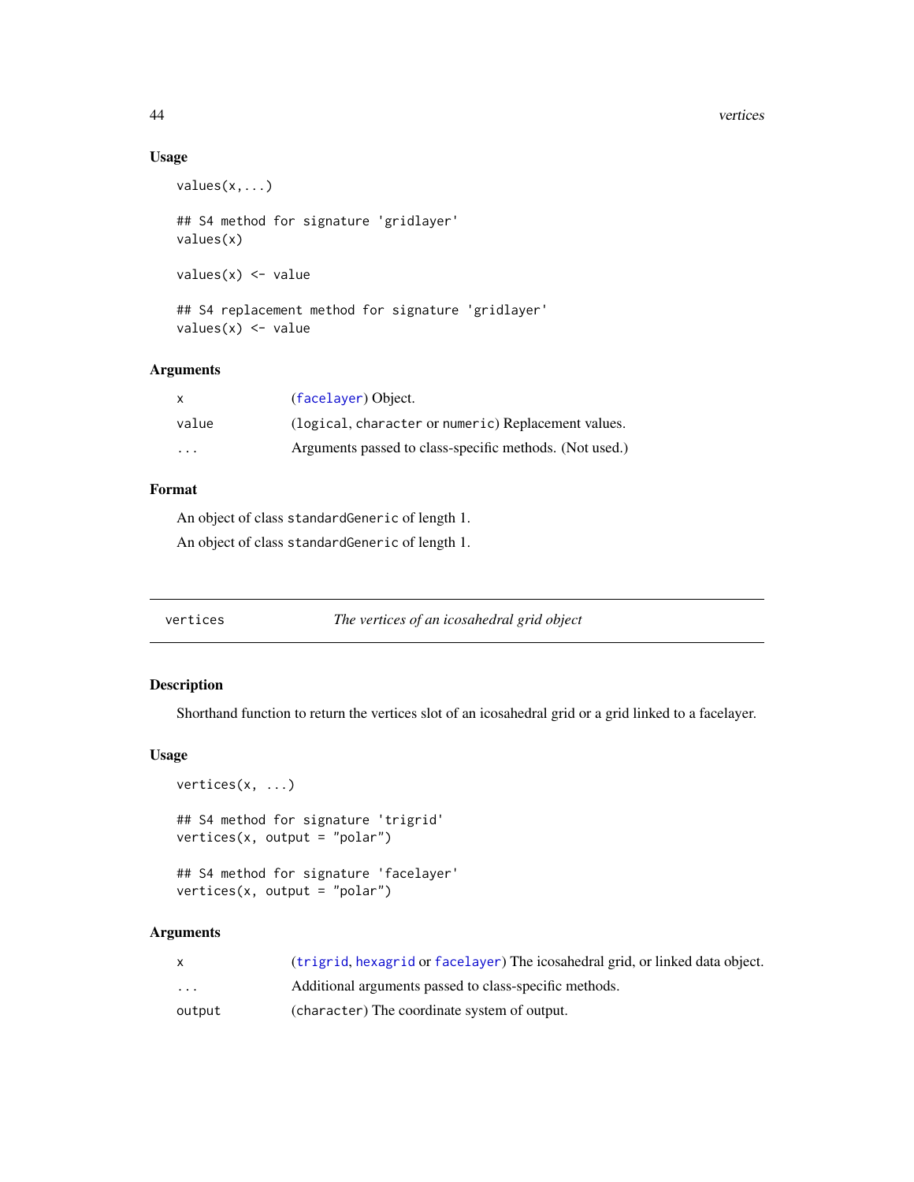### Usage

```
values(x,...)

## S4 method for signature 'gridlayer'
values(x)

values(x) <- value

## S4 replacement method for signature 'gridlayer'
values(x) <- value
```

### Arguments

| | |
|---|---|
| x | (facelayer) Object. |
| value | (logical, character or numeric) Replacement values. |
| ... | Arguments passed to class-specific methods. (Not used.) |

### Format

An object of class standardGeneric of length 1.

An object of class standardGeneric of length 1.

---

## vertices — *The vertices of an icosahedral grid object*

---

### Description

Shorthand function to return the vertices slot of an icosahedral grid or a grid linked to a facelayer.

### Usage

```
vertices(x, ...)

## S4 method for signature 'trigrid'
vertices(x, output = "polar")

## S4 method for signature 'facelayer'
vertices(x, output = "polar")
```

### Arguments

| | |
|---|---|
| x | (trigrid, hexagrid or facelayer) The icosahedral grid, or linked data object. |
| ... | Additional arguments passed to class-specific methods. |
| output | (character) The coordinate system of output. |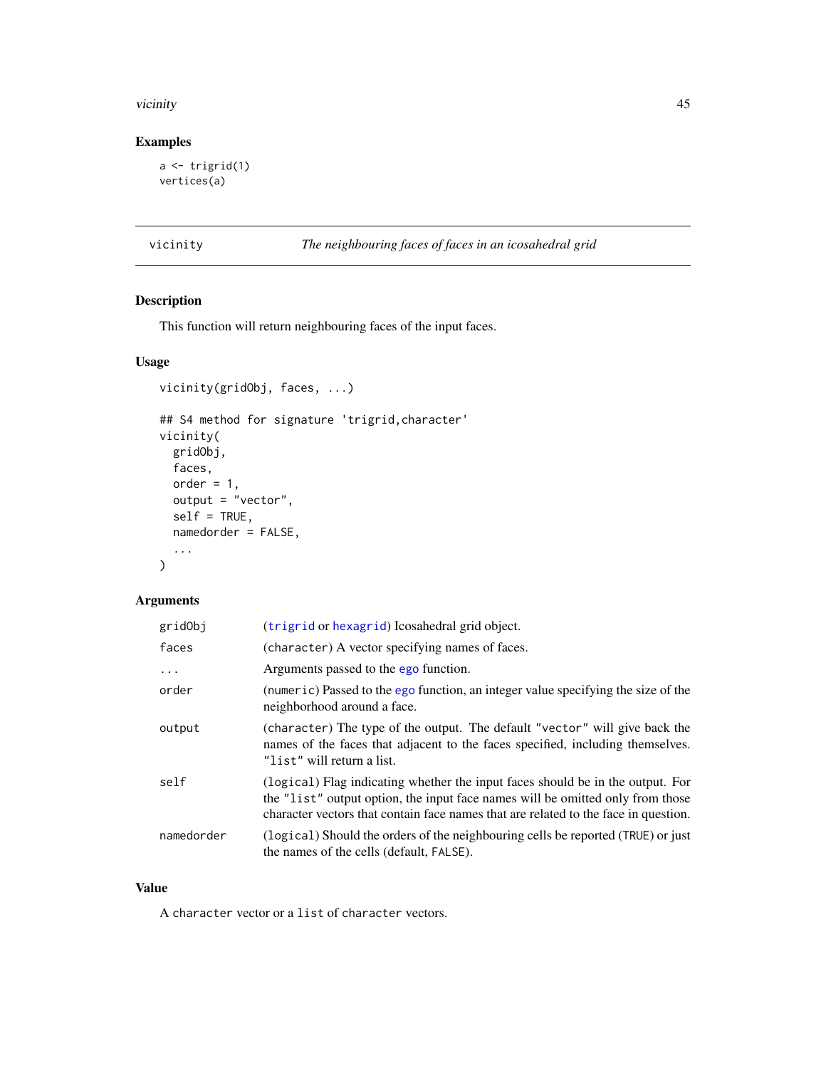## Examples

```
a <- trigrid(1)
vertices(a)
```

---

## vicinity — *The neighbouring faces of faces in an icosahedral grid*

### Description

This function will return neighbouring faces of the input faces.

### Usage

```
vicinity(gridObj, faces, ...)

## S4 method for signature 'trigrid,character'
vicinity(
  gridObj,
  faces,
  order = 1,
  output = "vector",
  self = TRUE,
  namedorder = FALSE,
  ...
)
```

### Arguments

| | |
|---|---|
| `gridObj` | (`trigrid` or `hexagrid`) Icosahedral grid object. |
| `faces` | (`character`) A vector specifying names of faces. |
| `...` | Arguments passed to the `ego` function. |
| `order` | (`numeric`) Passed to the `ego` function, an integer value specifying the size of the neighborhood around a face. |
| `output` | (`character`) The type of the output. The default `"vector"` will give back the names of the faces that adjacent to the faces specified, including themselves. `"list"` will return a list. |
| `self` | (`logical`) Flag indicating whether the input faces should be in the output. For the `"list"` output option, the input face names will be omitted only from those character vectors that contain face names that are related to the face in question. |
| `namedorder` | (`logical`) Should the orders of the neighbouring cells be reported (`TRUE`) or just the names of the cells (default, `FALSE`). |

### Value

A `character` vector or a `list` of `character` vectors.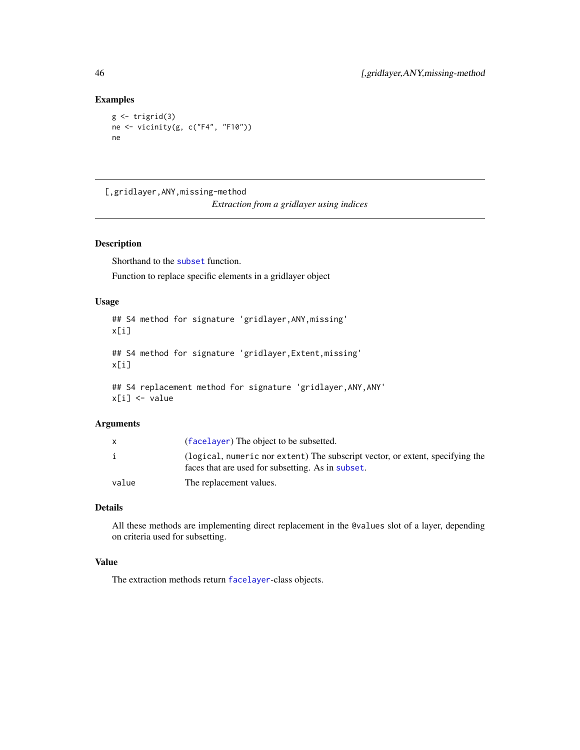### Examples

```
g <- trigrid(3)
ne <- vicinity(g, c("F4", "F10"))
ne
```

---

## [,gridlayer,ANY,missing-method

*Extraction from a gridlayer using indices*

---

### Description

Shorthand to the `subset` function.

Function to replace specific elements in a gridlayer object

### Usage

```
## S4 method for signature 'gridlayer,ANY,missing'
x[i]

## S4 method for signature 'gridlayer,Extent,missing'
x[i]

## S4 replacement method for signature 'gridlayer,ANY,ANY'
x[i] <- value
```

### Arguments

| | |
|---|---|
| x | (`facelayer`) The object to be subsetted. |
| i | (`logical`, `numeric` nor `extent`) The subscript vector, or extent, specifying the faces that are used for subsetting. As in `subset`. |
| value | The replacement values. |

### Details

All these methods are implementing direct replacement in the `@values` slot of a layer, depending on criteria used for subsetting.

### Value

The extraction methods return `facelayer`-class objects.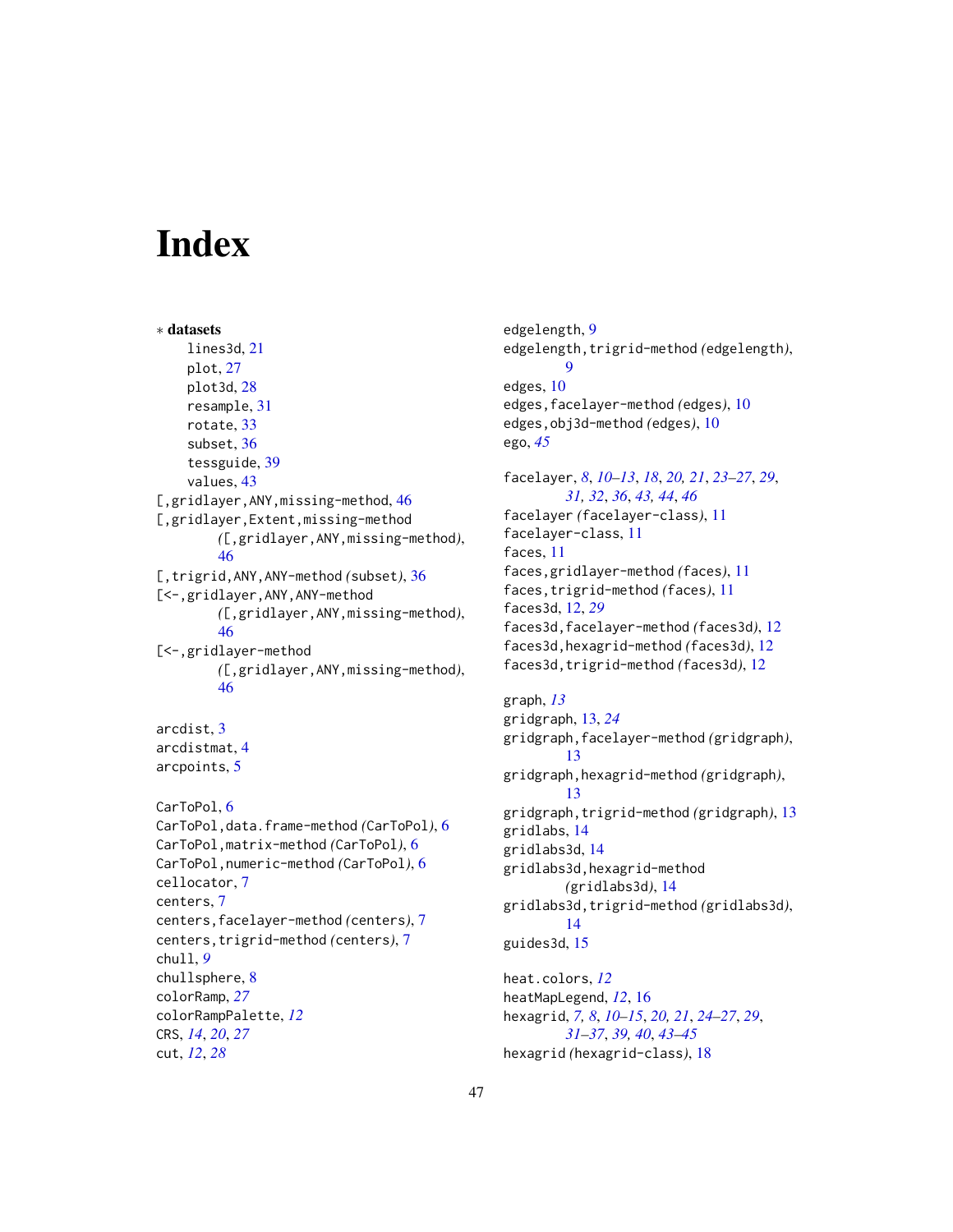# Index

∗ **datasets**

- lines3d, 21
- plot, 27
- plot3d, 28
- resample, 31
- rotate, 33
- subset, 36
- tessguide, 39
- values, 43

[,gridlayer,ANY,missing-method, 46
[,gridlayer,Extent,missing-method *(*[,gridlayer,ANY,missing-method*)*, 46
[,trigrid,ANY,ANY-method *(*subset*)*, 36
[<-,gridlayer,ANY,ANY-method *(*[,gridlayer,ANY,missing-method*)*, 46
[<-,gridlayer-method *(*[,gridlayer,ANY,missing-method*)*, 46

arcdist, 3
arcdistmat, 4
arcpoints, 5

CarToPol, 6
CarToPol,data.frame-method *(*CarToPol*)*, 6
CarToPol,matrix-method *(*CarToPol*)*, 6
CarToPol,numeric-method *(*CarToPol*)*, 6
cellocator, 7
centers, 7
centers,facelayer-method *(*centers*)*, 7
centers,trigrid-method *(*centers*)*, 7
chull, *9*
chullsphere, 8
colorRamp, *27*
colorRampPalette, *12*
CRS, *14*, *20*, *27*
cut, *12*, *28*

edgelength, 9
edgelength,trigrid-method *(*edgelength*)*, 9
edges, 10
edges,facelayer-method *(*edges*)*, 10
edges,obj3d-method *(*edges*)*, 10
ego, *45*

facelayer, *8*, *10–13*, *18*, *20, 21*, *23–27*, *29*, *31, 32*, *36*, *43, 44*, *46*
facelayer *(*facelayer-class*)*, 11
facelayer-class, 11
faces, 11
faces,gridlayer-method *(*faces*)*, 11
faces,trigrid-method *(*faces*)*, 11
faces3d, 12, *29*
faces3d,facelayer-method *(*faces3d*)*, 12
faces3d,hexagrid-method *(*faces3d*)*, 12
faces3d,trigrid-method *(*faces3d*)*, 12

graph, *13*
gridgraph, 13, *24*
gridgraph,facelayer-method *(*gridgraph*)*, 13
gridgraph,hexagrid-method *(*gridgraph*)*, 13
gridgraph,trigrid-method *(*gridgraph*)*, 13
gridlabs, 14
gridlabs3d, 14
gridlabs3d,hexagrid-method *(*gridlabs3d*)*, 14
gridlabs3d,trigrid-method *(*gridlabs3d*)*, 14
guides3d, 15

heat.colors, *12*
heatMapLegend, *12*, 16
hexagrid, *7, 8*, *10–15*, *20, 21*, *24–27*, *29*, *31–37*, *39, 40*, *43–45*
hexagrid *(*hexagrid-class*)*, 18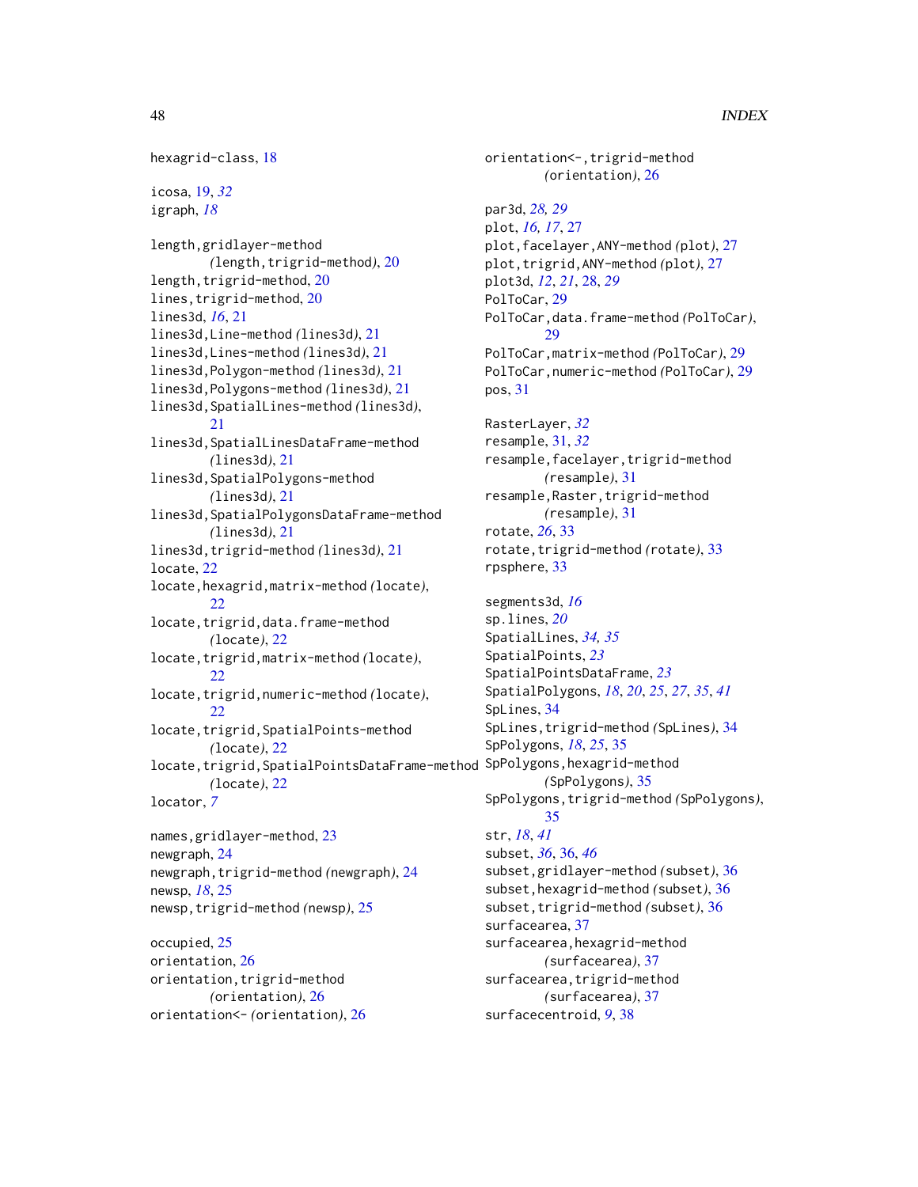hexagrid-class, 18

icosa, 19, *32*
igraph, *18*

length,gridlayer-method *(length,trigrid-method)*, 20
length,trigrid-method, 20
lines,trigrid-method, 20
lines3d, *16*, 21
lines3d,Line-method *(lines3d)*, 21
lines3d,Lines-method *(lines3d)*, 21
lines3d,Polygon-method *(lines3d)*, 21
lines3d,Polygons-method *(lines3d)*, 21
lines3d,SpatialLines-method *(lines3d)*, 21
lines3d,SpatialLinesDataFrame-method *(lines3d)*, 21
lines3d,SpatialPolygons-method *(lines3d)*, 21
lines3d,SpatialPolygonsDataFrame-method *(lines3d)*, 21
lines3d,trigrid-method *(lines3d)*, 21
locate, 22
locate,hexagrid,matrix-method *(locate)*, 22
locate,trigrid,data.frame-method *(locate)*, 22
locate,trigrid,matrix-method *(locate)*, 22
locate,trigrid,numeric-method *(locate)*, 22
locate,trigrid,SpatialPoints-method *(locate)*, 22
locate,trigrid,SpatialPointsDataFrame-method *(locate)*, 22
locator, *7*

names,gridlayer-method, 23
newgraph, 24
newgraph,trigrid-method *(newgraph)*, 24
newsp, *18*, 25
newsp,trigrid-method *(newsp)*, 25

occupied, 25
orientation, 26
orientation,trigrid-method *(orientation)*, 26
orientation<- *(orientation)*, 26
orientation<-,trigrid-method *(orientation)*, 26

par3d, *28, 29*
plot, *16, 17*, 27
plot,facelayer,ANY-method *(plot)*, 27
plot,trigrid,ANY-method *(plot)*, 27
plot3d, *12*, *21*, 28, *29*
PolToCar, 29
PolToCar,data.frame-method *(PolToCar)*, 29
PolToCar,matrix-method *(PolToCar)*, 29
PolToCar,numeric-method *(PolToCar)*, 29
pos, 31

RasterLayer, *32*
resample, 31, *32*
resample,facelayer,trigrid-method *(resample)*, 31
resample,Raster,trigrid-method *(resample)*, 31
rotate, *26*, 33
rotate,trigrid-method *(rotate)*, 33
rpsphere, 33

segments3d, *16*
sp.lines, *20*
SpatialLines, *34, 35*
SpatialPoints, *23*
SpatialPointsDataFrame, *23*
SpatialPolygons, *18*, *20*, *25*, *27*, *35*, *41*
SpLines, 34
SpLines,trigrid-method *(SpLines)*, 34
SpPolygons, *18*, *25*, 35
SpPolygons,hexagrid-method *(SpPolygons)*, 35
SpPolygons,trigrid-method *(SpPolygons)*, 35
str, *18*, *41*
subset, *36*, 36, *46*
subset,gridlayer-method *(subset)*, 36
subset,hexagrid-method *(subset)*, 36
subset,trigrid-method *(subset)*, 36
surfacearea, 37
surfacearea,hexagrid-method *(surfacearea)*, 37
surfacearea,trigrid-method *(surfacearea)*, 37
surfacecentroid, *9*, 38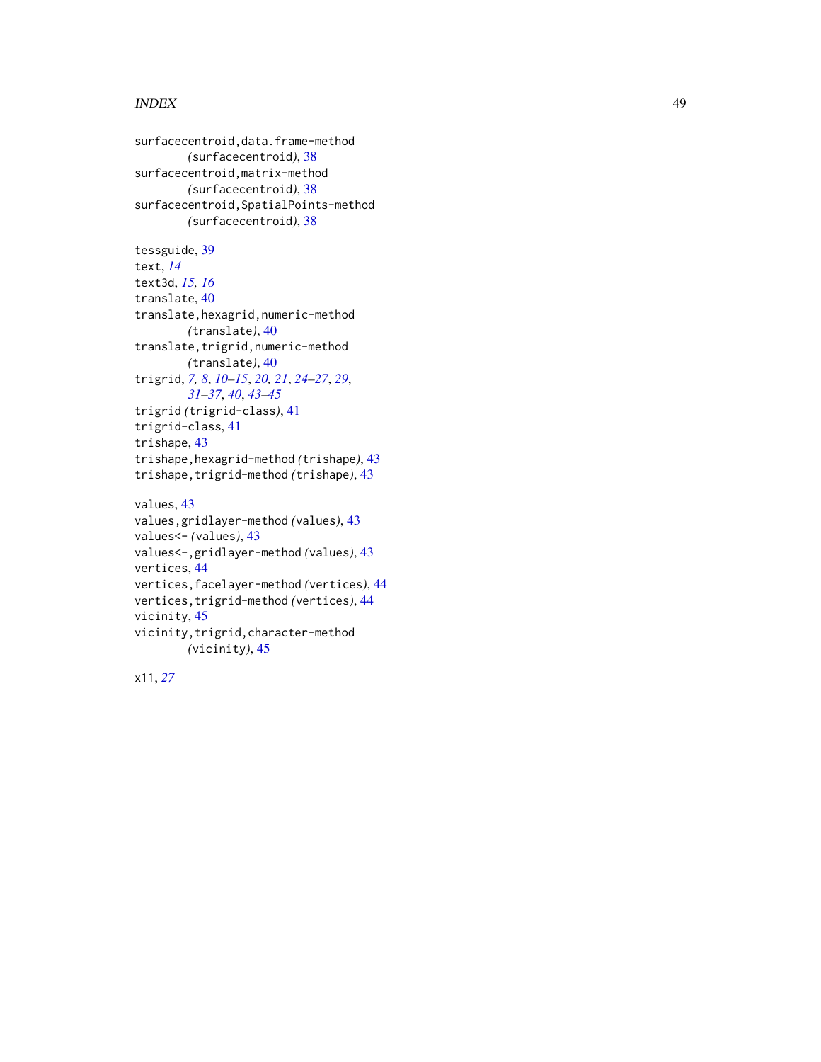surfacecentroid,data.frame-method
    (surfacecentroid), 38
surfacecentroid,matrix-method
    (surfacecentroid), 38
surfacecentroid,SpatialPoints-method
    (surfacecentroid), 38

tessguide, 39
text, *14*
text3d, *15, 16*
translate, 40
translate,hexagrid,numeric-method
    (translate), 40
translate,trigrid,numeric-method
    (translate), 40
trigrid, *7, 8*, *10–15*, *20, 21*, *24–27*, *29*,
    *31–37*, *40*, *43–45*
trigrid (trigrid-class), 41
trigrid-class, 41
trishape, 43
trishape,hexagrid-method (trishape), 43
trishape,trigrid-method (trishape), 43

values, 43
values,gridlayer-method (values), 43
values<- (values), 43
values<-,gridlayer-method (values), 43
vertices, 44
vertices,facelayer-method (vertices), 44
vertices,trigrid-method (vertices), 44
vicinity, 45
vicinity,trigrid,character-method
    (vicinity), 45

x11, *27*